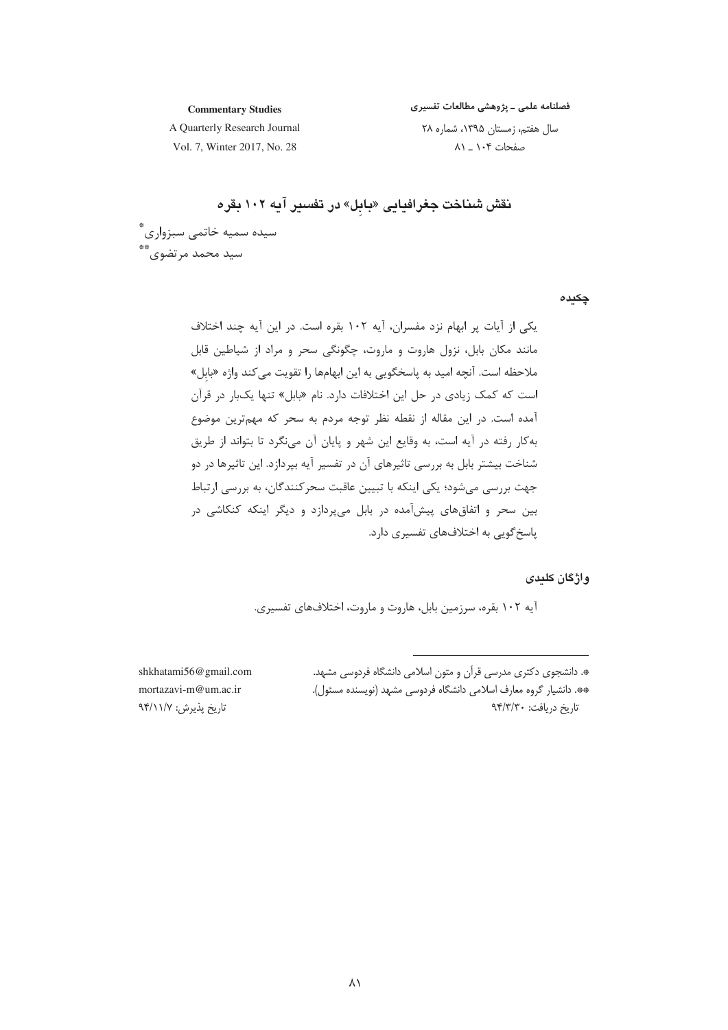# نقش شناخت جغرافیایی «بابِل» در تفسیر آیه ۱۰۲ بقره

سیده سمیه خاتمی سبزواری[*]
سید محمد مرتضوی[**]

## چکیده

یکی از آیات پر ابهام نزد مفسران، آیه ۱۰۲ بقره است. در این آیه چند اختلاف مانند مکان بابل، نزول هاروت و ماروت، چگونگی سحر و مراد از شیاطین قابل ملاحظه است. آنچه امید به پاسخگویی به این ابهام‌ها را تقویت می‌کند واژه «بابِل» است که کمک زیادی در حل این اختلافات دارد. نام «بابل» تنها یک‌بار در قرآن آمده است. در این مقاله از نقطه نظر توجه مردم به سحر که مهم‌ترین موضوع به‌کار رفته در آیه است، به وقایع این شهر و پایان آن می‌نگرد تا بتواند از طریق شناخت بیشتر بابل به بررسی تاثیرهای آن در تفسیر آیه بپردازد. این تاثیرها در دو جهت بررسی می‌شود؛ یکی اینکه با تبیین عاقبت سحرکنندگان، به بررسی ارتباط بین سحر و اتفاق‌های پیش‌آمده در بابل می‌پردازد و دیگر اینکه کنکاشی در پاسخ‌گویی به اختلاف‌های تفسیری دارد.

## واژگان کلیدی

آیه ۱۰۲ بقره، سرزمین بابل، هاروت و ماروت، اختلاف‌های تفسیری.

---

[*]. دانشجوی دکتری مدرسی قرآن و متون اسلامی دانشگاه فردوسی مشهد.
shkhatami56@gmail.com

[**]. دانشیار گروه معارف اسلامی دانشگاه فردوسی مشهد (نویسنده مسئول).
mortazavi-m@um.ac.ir

تاریخ دریافت: ۹۴/۳/۳۰
تاریخ پذیرش: ۹۴/۱۱/۷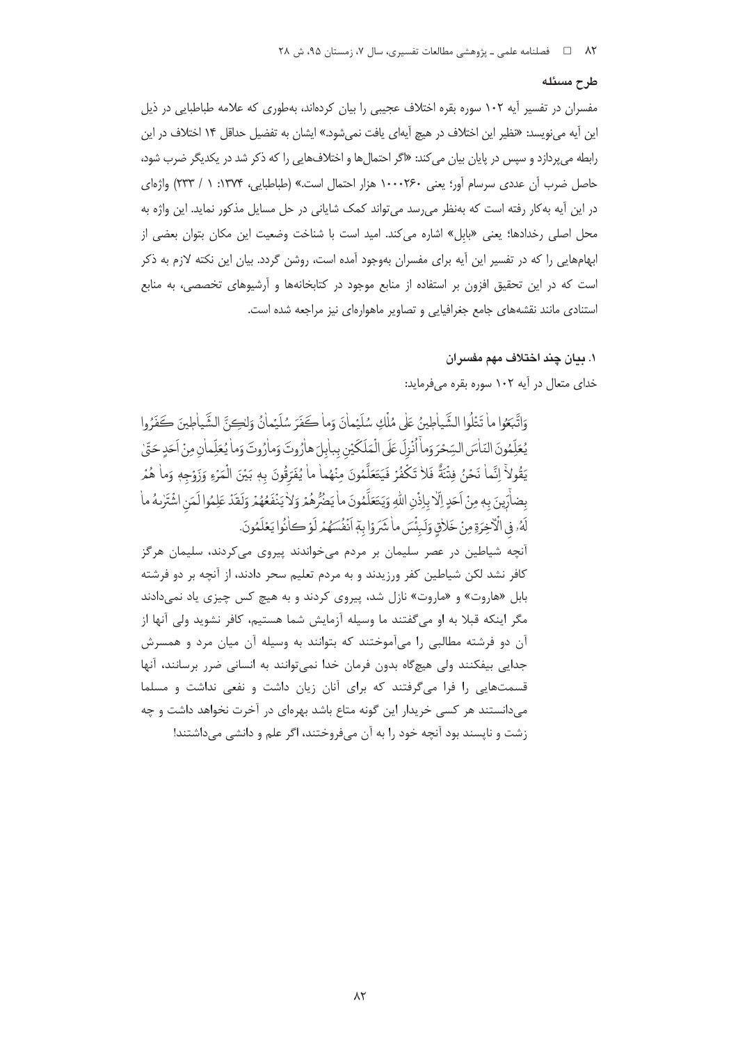## طرح مسئله

مفسران در تفسیر آیه ۱۰۲ سوره بقره اختلاف عجیبی را بیان کرده‌اند، به‌طوری که علامه طباطبایی در ذیل این آیه می‌نویسد: «نظیر این اختلاف در هیچ آیه‌ای یافت نمی‌شود.» ایشان به تفضیل حداقل ۱۴ اختلاف در این رابطه می‌پردازد و سپس در پایان بیان می‌کند: «اگر احتمال‌ها و اختلاف‌هایی را که ذکر شد در یکدیگر ضرب شود، حاصل ضرب آن عددی سرسام آور؛ یعنی ۱۰۰۰۲۶۰ هزار احتمال است.» (طباطبایی، ۱۳۷۴: ۱ / ۲۳۳) واژه‌ای در این آیه به‌کار رفته است که به‌نظر می‌رسد می‌تواند کمک شایانی در حل مسایل مذکور نماید. این واژه به محل اصلی رخدادها؛ یعنی «بابل» اشاره می‌کند. امید است با شناخت وضعیت این مکان بتوان بعضی از ابهام‌هایی را که در تفسیر این آیه برای مفسران به‌وجود آمده است، روشن گردد. بیان این نکته لازم به ذکر است که در این تحقیق افزون بر استفاده از منابع موجود در کتابخانه‌ها و آرشیوهای تخصصی، به منابع استنادی مانند نقشه‌های جامع جغرافیایی و تصاویر ماهواره‌ای نیز مراجعه شده است.

### ۱. بیان چند اختلاف مهم مفسران

خدای متعال در آیه ۱۰۲ سوره بقره می‌فرماید:

وَاتَّبَعُوا ماٰ تَتْلُوا الشَّیاٰطِینُ عَلٰی مُلْکِ سُلَیْماٰنَ وَماٰ کَفَرَ سُلَیْماٰنُ وَلٰکِنَّ الشَّیاٰطِینَ کَفَرُوا یُعَلِّمُونَ النّاٰسَ السِّحْرَ وَماٰ أُنْزِلَ عَلَی الْمَلَکَیْنِ بِباٰبِلَ هاٰرُوتَ وَماٰرُوتَ وَماٰ یُعَلِّماٰنِ مِنْ اَحَدٍ حَتّٰی یَقُولاٰ اِنَّماٰ نَحْنُ فِتْنَةٌ فَلاٰ تَکْفُرْ فَیَتَعَلَّمُونَ مِنْهُماٰ ماٰ یُفَرِّقُونَ بِهِ بَیْنَ الْمَرْءِ وَزَوْجِهِ وَماٰ هُمْ بِضاٰرّینَ بِهِ مِنْ اَحَدٍ اِلّاٰ بِاِذْنِ اللّٰهِ وَیَتَعَلَّمُونَ ماٰ یَضُرُّهُمْ وَلاٰ یَنْفَعُهُمْ وَلَقَدْ عَلِمُوا لَمَنِ اشْتَرٰیهُ ماٰ لَهُ فِی الْاٰخِرَةِ مِنْ خَلاٰقٍ وَلَبِئْسَ ماٰ شَرَوْا بِهِ اَنْفُسَهُمْ لَوْ کاٰنُوا یَعْلَمُونَ.

آنچه شیاطین در عصر سلیمان بر مردم می‌خواندند پیروی می‌کردند، سلیمان هرگز کافر نشد لکن شیاطین کفر ورزیدند و به مردم تعلیم سحر دادند، از آنچه بر دو فرشته بابل «هاروت» و «ماروت» نازل شد، پیروی کردند و به هیچ کس چیزی یاد نمی‌دادند مگر اینکه قبلا به او می‌گفتند ما وسیله آزمایش شما هستیم، کافر نشوید ولی آنها از آن دو فرشته مطالبی را می‌آموختند که بتوانند به وسیله آن میان مرد و همسرش جدایی بیفکنند ولی هیچ‌گاه بدون فرمان خدا نمی‌توانند به انسانی ضرر برسانند، آنها قسمت‌هایی را فرا می‌گرفتند که برای آنان زیان داشت و نفعی نداشت و مسلما می‌دانستند هر کسی خریدار این گونه متاع باشد بهره‌ای در آخرت نخواهد داشت و چه زشت و ناپسند بود آنچه خود را به آن می‌فروختند، اگر علم و دانشی می‌داشتند!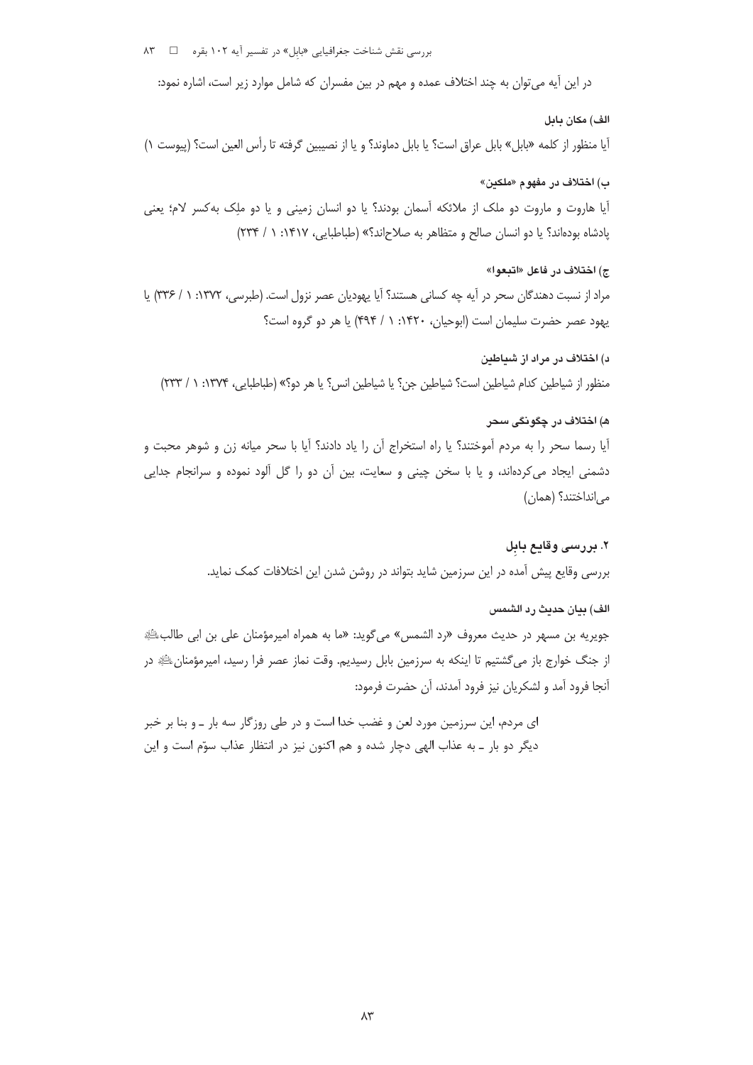در این آیه می‌توان به چند اختلاف عمده و مهم در بین مفسران که شامل موارد زیر است، اشاره نمود:

#### الف) مکان بابل

آیا منظور از کلمه «بابل» بابل عراق است؟ یا بابل دماوند؟ و یا از نصیبین گرفته تا رأس العین است؟ (پیوست ۱)

#### ب) اختلاف در مفهوم «ملکین»

آیا هاروت و ماروت دو ملک از ملائکه آسمان بودند؟ یا دو انسان زمینی و یا دو مِلِک به‌کسر لام؛ یعنی پادشاه بوده‌اند؟ یا دو انسان صالح و متظاهر به صلاح‌اند؟» (طباطبایی، ۱۴۱۷: ۱ / ۲۳۴)

#### ج) اختلاف در فاعل «اتبعوا»

مراد از نسبت دهندگان سحر در آیه چه کسانی هستند؟ آیا یهودیان عصر نزول است. (طبرسی، ۱۳۷۲: ۱ / ۳۳۶) یا یهود عصر حضرت سلیمان است (ابوحیان، ۱۴۲۰: ۱ / ۴۹۴) یا هر دو گروه است؟

#### د) اختلاف در مراد از شیاطین

منظور از شیاطین کدام شیاطین است؟ شیاطین جن؟ یا شیاطین انس؟ یا هر دو؟» (طباطبایی، ۱۳۷۴: ۱ / ۲۳۳)

#### هـ) اختلاف در چگونگی سحر

آیا رسما سحر را به مردم آموختند؟ یا راه استخراج آن را یاد دادند؟ آیا با سحر میانه زن و شوهر محبت و دشمنی ایجاد می‌کرده‌اند، و یا با سخن چینی و سعایت، بین آن دو را گل آلود نموده و سرانجام جدایی می‌انداختند؟ (همان)

### ۲. بررسی وقایع بابِل

بررسی وقایع پیش آمده در این سرزمین شاید بتواند در روشن شدن این اختلافات کمک نماید.

#### الف) بیان حدیث رد الشمس

جویریه بن مسهر در حدیث معروف «رد الشمس» می‌گوید: «ما به همراه امیرمؤمنان علی بن ابی طالب﷣ از جنگ خوارج باز می‌گشتیم تا اینکه به سرزمین بابل رسیدیم. وقت نماز عصر فرا رسید، امیرمؤمنان﷣ در آنجا فرود آمد و لشکریان نیز فرود آمدند، آن حضرت فرمود:

> ای مردم، این سرزمین مورد لعن و غضب خدا است و در طی روزگار سه بار ـ و بنا بر خبر دیگر دو بار ـ به عذاب الهی دچار شده و هم اکنون نیز در انتظار عذاب سوّم است و این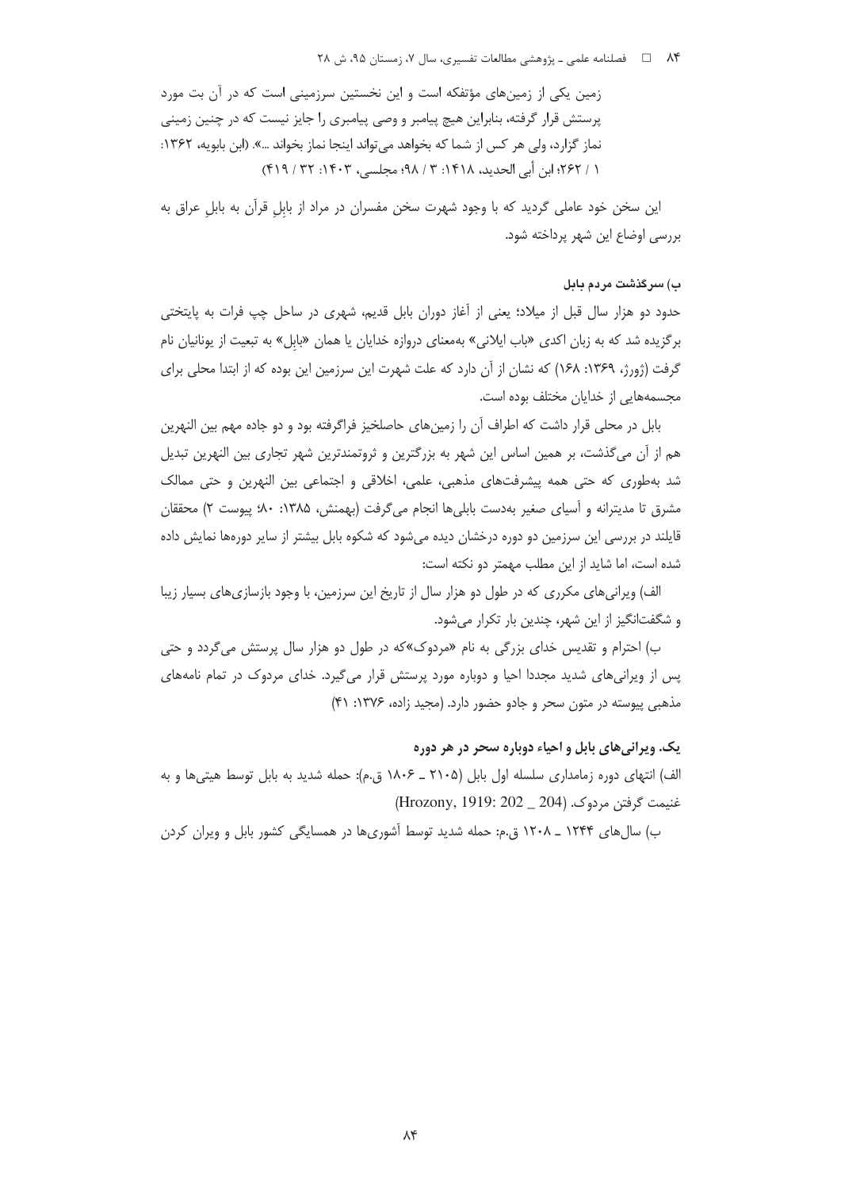زمین یکی از زمین‌های مؤتفکه است و این نخستین سرزمینی است که در آن بت مورد پرستش قرار گرفته، بنابراین هیچ پیامبر و وصی پیامبری را جایز نیست که در چنین زمینی نماز گزارد، ولی هر کس از شما که بخواهد می‌تواند اینجا نماز بخواند ...». (ابن بابویه، ۱۳۶۲: ۱ / ۲۶۲؛ ابن أبی الحدید، ۱۴۱۸: ۳ / ۹۸؛ مجلسی، ۱۴۰۳: ۳۲ / ۴۱۹)

این سخن خود عاملی گردید که با وجود شهرت سخن مفسران در مراد از بابِل قرآن به بابِل عراق به بررسی اوضاع این شهر پرداخته شود.

#### ب) سرگذشت مردم بابل

حدود دو هزار سال قبل از میلاد؛ یعنی از آغاز دوران بابل قدیم، شهری در ساحل چپ فرات به پایتختی برگزیده شد که به زبان اکدی «باب ایلانی» به‌معنای دروازه خدایان یا همان «بابِل» به تبعیت از یونانیان نام گرفت (ژورژ، ۱۳۶۹: ۱۶۸) که نشان از آن دارد که علت شهرت این سرزمین این بوده که از ابتدا محلی برای مجسمه‌هایی از خدایان مختلف بوده است.

بابل در محلی قرار داشت که اطراف آن را زمین‌های حاصلخیز فراگرفته بود و دو جاده مهم بین النهرین هم از آن می‌گذشت، بر همین اساس این شهر به بزرگترین و ثروتمندترین شهر تجاری بین النهرین تبدیل شد به‌طوری که حتی همه پیشرفت‌های مذهبی، علمی، اخلاقی و اجتماعی بین النهرین و حتی ممالک مشرق تا مدیترانه و آسیای صغیر به‌دست بابلی‌ها انجام می‌گرفت (بهمنش، ۱۳۸۵: ۸۰؛ پیوست ۲) محققان قایلند در بررسی این سرزمین دو دوره درخشان دیده می‌شود که شکوه بابل بیشتر از سایر دوره‌ها نمایش داده شده است، اما شاید از این مطلب مهمتر دو نکته است:

الف) ویرانی‌های مکرری که در طول دو هزار سال از تاریخ این سرزمین، با وجود بازسازی‌های بسیار زیبا و شگفت‌انگیز از این شهر، چندین بار تکرار می‌شود.

ب) احترام و تقدیس خدای بزرگی به نام «مردوک»که در طول دو هزار سال پرستش می‌گردد و حتی پس از ویرانی‌های شدید مجددا احیا و دوباره مورد پرستش قرار می‌گیرد. خدای مردوک در تمام نامه‌های مذهبی پیوسته در متون سحر و جادو حضور دارد. (مجید زاده، ۱۳۷۶: ۴۱)

#### یک. ویرانی‌های بابل و احیاء دوباره سحر در هر دوره

الف) انتهای دوره زمامداری سلسله اول بابل (۲۱۰۵ ـ ۱۸۰۶ ق.م): حمله شدید به بابل توسط هیتی‌ها و به غنیمت گرفتن مردوک. (Hrozony, 1919: 202 _ 204)

ب) سال‌های ۱۲۴۴ ـ ۱۲۰۸ ق.م: حمله شدید توسط آشوری‌ها در همسایگی کشور بابل و ویران کردن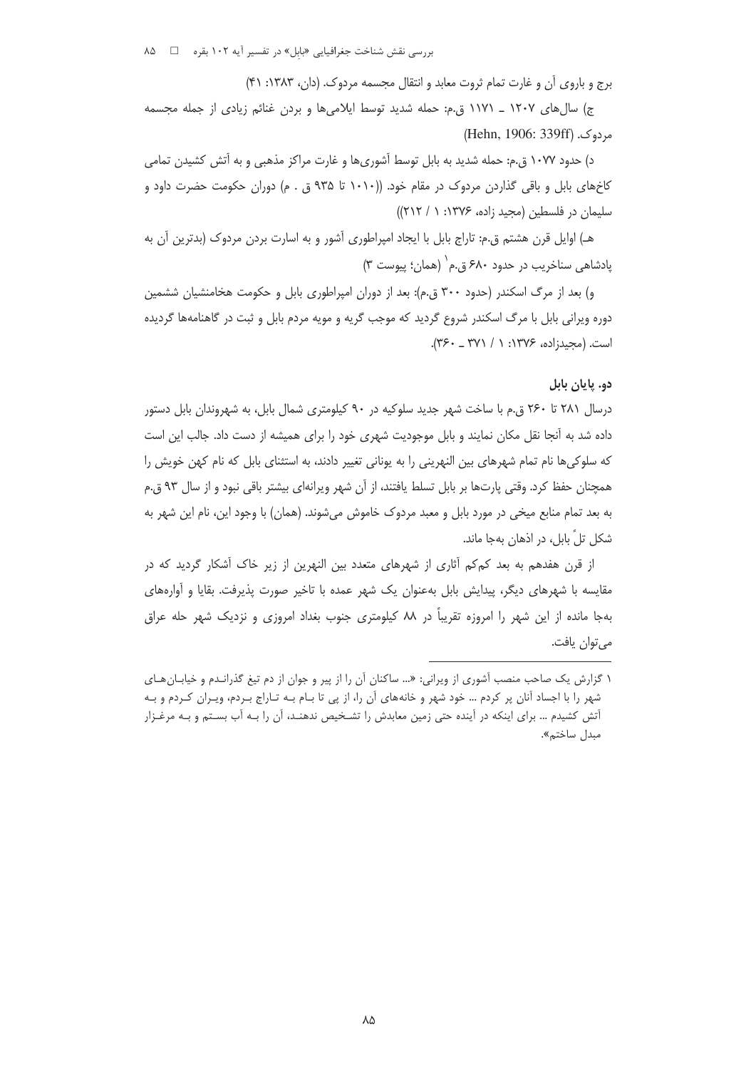برج و باروی آن و غارت تمام ثروت معابد و انتقال مجسمه مردوک. (دان، ۱۳۸۳: ۴۱)

ج) سال‌های ۱۲۰۷ ـ ۱۱۷۱ ق.م: حمله شدید توسط ایلامی‌ها و بردن غنائم زیادی از جمله مجسمه مردوک. (Hehn, 1906: 339ff)

د) حدود ۱۰۷۷ ق.م: حمله شدید به بابل توسط آشوری‌ها و غارت مراکز مذهبی و به آتش کشیدن تمامی کاخ‌های بابل و باقی گذاردن مردوک در مقام خود. ((۱۰۱۰ تا ۹۳۵ ق . م) دوران حکومت حضرت داود و سلیمان در فلسطین (مجید زاده، ۱۳۷۶: ۱ / ۲۱۲))

هـ) اوایل قرن هشتم ق.م: تاراج بابل با ایجاد امپراطوری آشور و به اسارت بردن مردوک (بدترین آن به پادشاهی سناخریب در حدود ۶۸۰ ق.م[1] (همان؛ پیوست ۳)

و) بعد از مرگ اسکندر (حدود ۳۰۰ ق.م): بعد از دوران امپراطوری بابل و حکومت هخامنشیان ششمین دوره ویرانی بابل با مرگ اسکندر شروع گردید که موجب گریه و مویه مردم بابل و ثبت در گاهنامه‌ها گردیده است. (مجیدزاده، ۱۳۷۶: ۱ / ۳۷۱ ـ ۳۶۰).

### دو. پایان بابل

درسال ۲۸۱ تا ۲۶۰ ق.م با ساخت شهر جدید سلوکیه در ۹۰ کیلومتری شمال بابل، به شهروندان بابل دستور داده شد به آنجا نقل مکان نمایند و بابل موجودیت شهری خود را برای همیشه از دست داد. جالب این است که سلوکی‌ها نام تمام شهرهای بین النهرینی را به یونانی تغییر دادند، به استثنای بابل که نام کهن خویش را همچنان حفظ کرد. وقتی پارت‌ها بر بابل تسلط یافتند، از آن شهر ویرانه‌ای بیشتر باقی نبود و از سال ۹۳ ق.م به بعد تمام منابع میخی در مورد بابل و معبد مردوک خاموش می‌شوند. (همان) با وجود این، نام این شهر به شکل تلِّ بابل، در اذهان به‌جا ماند.

از قرن هفدهم به بعد کم‌کم آثاری از شهرهای متعدد بین النهرین از زیر خاک آشکار گردید که در مقایسه با شهرهای دیگر، پیدایش بابل به‌عنوان یک شهر عمده با تاخیر صورت پذیرفت. بقایا و آواره‌های به‌جا مانده از این شهر را امروزه تقریباً در ۸۸ کیلومتری جنوب بغداد امروزی و نزدیک شهر حله عراق می‌توان یافت.

---

[1] گزارش یک صاحب منصب آشوری از ویرانی: «... ساکنان آن را از پیر و جوان از دم تیغ گذراندم و خیابان‌های شهر را با اجساد آنان پر کردم ... خود شهر و خانه‌های آن را، از پی تا بام به تاراج بردم، ویران کردم و به آتش کشیدم ... برای اینکه در آینده حتی زمین معابدش را تشخیص ندهند، آن را به آب بستم و به مرغزار مبدل ساختم».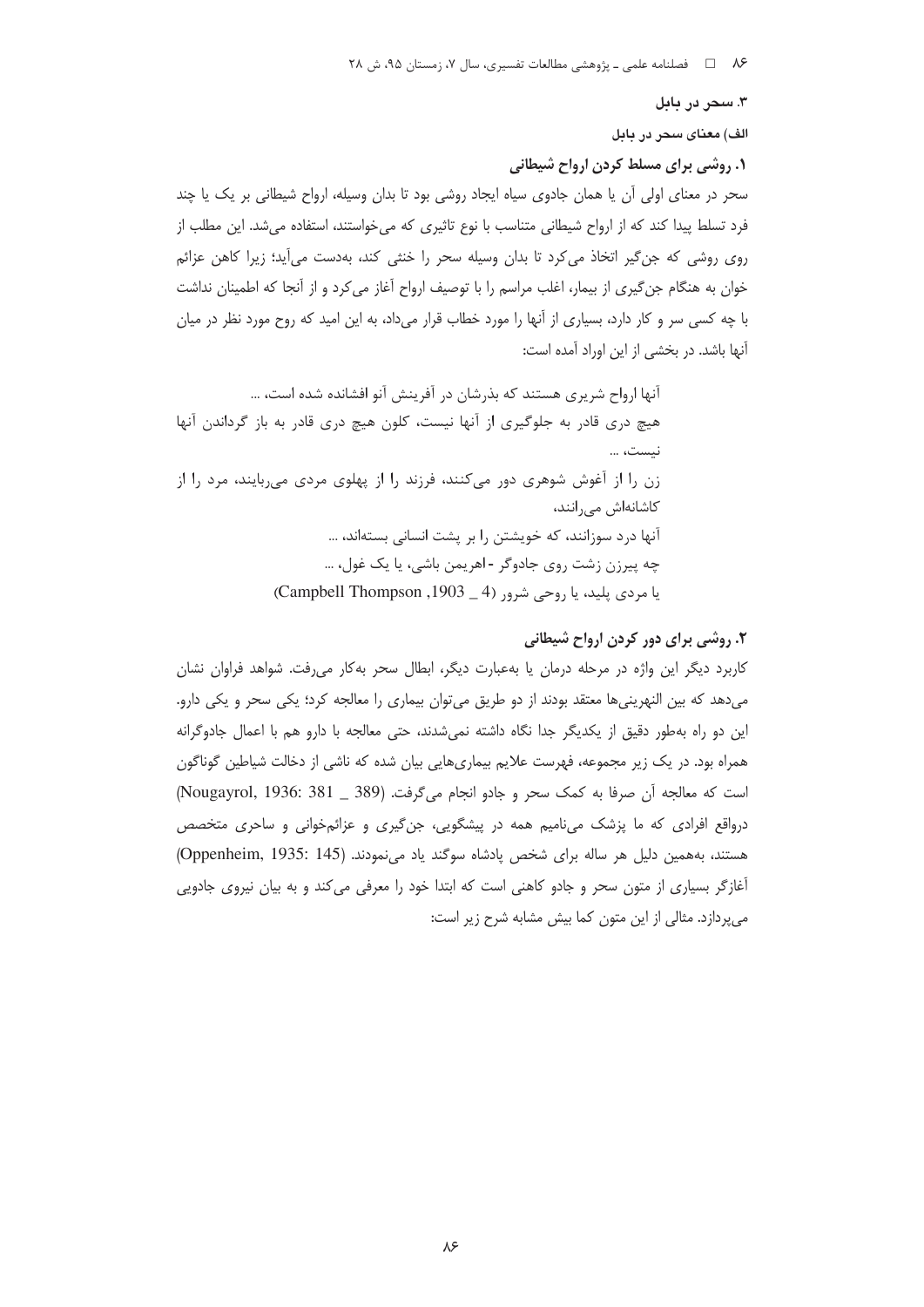### ۳. سحر در بابل

#### الف) معنای سحر در بابل

##### ۱. روشی برای مسلط کردن ارواح شیطانی

سحر در معنای اولی آن یا همان جادوی سیاه ایجاد روشی بود تا بدان وسیله، ارواح شیطانی بر یک یا چند فرد تسلط پیدا کند که از ارواح شیطانی متناسب با نوع تاثیری که می‌خواستند، استفاده می‌شد. این مطلب از روی روشی که جن‌گیر اتخاذ می‌کرد تا بدان وسیله سحر را خنثی کند، به‌دست می‌آید؛ زیرا کاهن عزائم خوان به هنگام جن‌گیری از بیمار، اغلب مراسم را با توصیف ارواح آغاز می‌کرد و از آنجا که اطمینان نداشت با چه کسی سر و کار دارد، بسیاری از آنها را مورد خطاب قرار می‌داد، به این امید که روح مورد نظر در میان آنها باشد. در بخشی از این اوراد آمده است:

> آنها ارواح شریری هستند که بذرشان در آفرینش آنو افشانده شده است، ...
> هیچ دری قادر به جلوگیری از آنها نیست، کلون هیچ دری قادر به باز گرداندن آنها نیست، ...
> زن را از آغوش شوهری دور می‌کنند، فرزند را از پهلوی مردی می‌ربایند، مرد را از کاشانه‌اش می‌رانند،
> آنها درد سوزانند، که خویشتن را بر پشت انسانی بسته‌اند، ...
> چه پیرزن زشت روی جادوگر - اهریمن باشی، یا یک غول، ...
> یا مردی پلید، یا روحی شرور (Campbell Thompson ,1903 _ 4)

##### ۲. روشی برای دور کردن ارواح شیطانی

کاربرد دیگر این واژه در مرحله درمان یا به‌عبارت دیگر، ابطال سحر به‌کار می‌رفت. شواهد فراوان نشان می‌دهد که بین النهرینی‌ها معتقد بودند از دو طریق می‌توان بیماری را معالجه کرد؛ یکی سحر و یکی دارو. این دو راه به‌طور دقیق از یکدیگر جدا نگاه داشته نمی‌شدند، حتی معالجه با دارو هم با اعمال جادوگرانه همراه بود. در یک زیر مجموعه، فهرست علایم بیماری‌هایی بیان شده که ناشی از دخالت شیاطین گوناگون است که معالجه آن صرفا به کمک سحر و جادو انجام می‌گرفت. (Nougayrol, 1936: 381 _ 389) درواقع افرادی که ما پزشک می‌نامیم همه در پیشگویی، جن‌گیری و عزائم‌خوانی و ساحری متخصص هستند، به‌همین دلیل هر ساله برای شخص پادشاه سوگند یاد می‌نمودند. (Oppenheim, 1935: 145) آغازگر بسیاری از متون سحر و جادو کاهنی است که ابتدا خود را معرفی می‌کند و به بیان نیروی جادویی می‌پردازد. مثالی از این متون کما بیش مشابه شرح زیر است: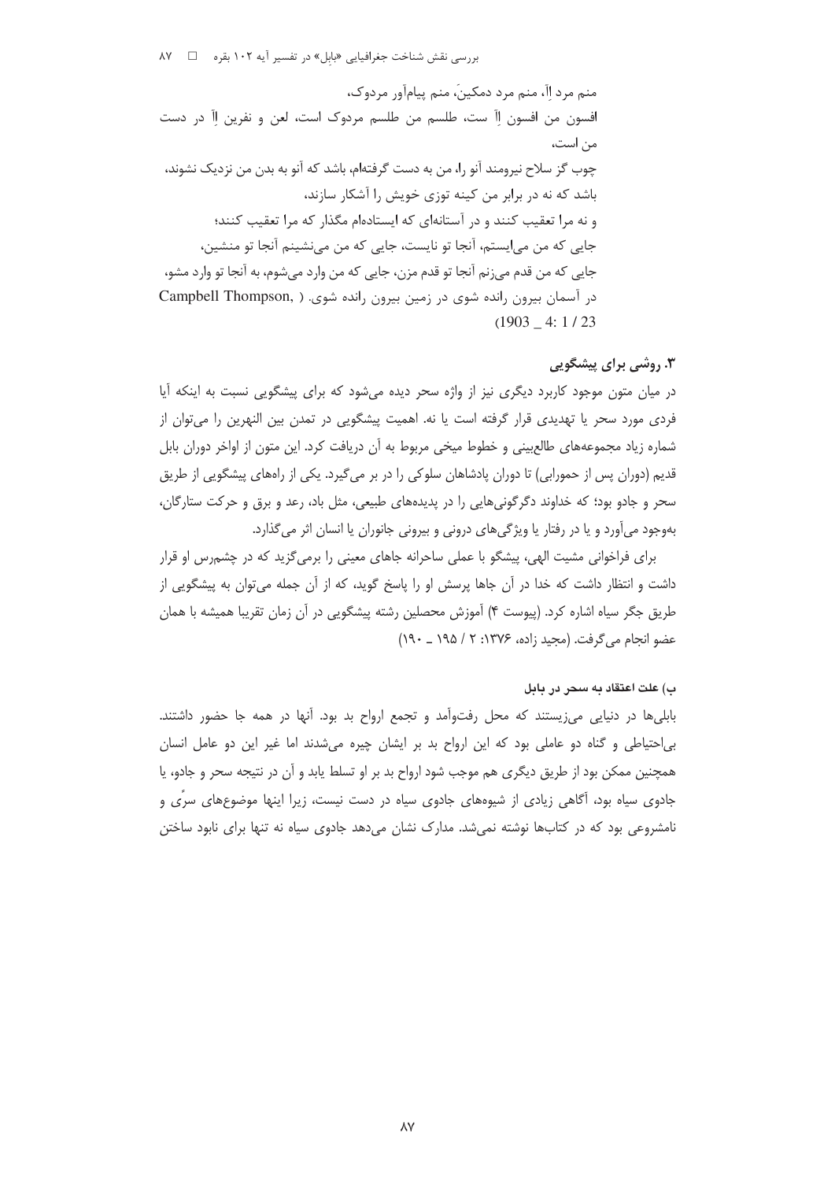منم مرد اِآ، منم مرد دمکینَ، منم پیام‌آور مردوک،

افسون من افسون اِآ ست، طلسم من طلسم مردوک است، لعن و نفرین اِآ در دست من است،

چوب گز سلاح نیرومند آنو را، من به دست گرفته‌ام، باشد که آنو به بدن من نزدیک نشوند،

باشد که نه در برابر من کینه توزی خویش را آشکار سازند،

و نه مرا تعقیب کنند و در آستانه‌ای که ایستاده‌ام مگذار که مرا تعقیب کنند؛

جایی که من می‌ایستم، آنجا تو نایست، جایی که من می‌نشینم آنجا تو منشین،

جایی که من قدم می‌زنم آنجا تو قدم مزن، جایی که من وارد می‌شوم، به آنجا تو وارد مشو،

در آسمان بیرون رانده شوی در زمین بیرون رانده شوی. ( Campbell Thompson, 1903 _ 4: 1 / 23)

### ۳. روشی برای پیشگویی

در میان متون موجود کاربرد دیگری نیز از واژه سحر دیده می‌شود که برای پیشگویی نسبت به اینکه آیا فردی مورد سحر یا تهدیدی قرار گرفته است یا نه. اهمیت پیشگویی در تمدن بین النهرین را می‌توان از شماره زیاد مجموعه‌های طالع‌بینی و خطوط میخی مربوط به آن دریافت کرد. این متون از اواخر دوران بابل قدیم (دوران پس از حمورابی) تا دوران پادشاهان سلوکی را در بر می‌گیرد. یکی از راه‌های پیشگویی از طریق سحر و جادو بود؛ که خداوند دگرگونی‌هایی را در پدیده‌های طبیعی، مثل باد، رعد و برق و حرکت ستارگان، به‌وجود می‌آورد و یا در رفتار یا ویژگی‌های درونی و بیرونی جانوران یا انسان اثر می‌گذارد.

برای فراخوانی مشیت الهی، پیشگو با عملی ساحرانه جاهای معینی را برمی‌گزید که در چشم‌رس او قرار داشت و انتظار داشت که خدا در آن جاها پرسش او را پاسخ گوید، که از آن جمله می‌توان به پیشگویی از طریق جگر سیاه اشاره کرد. (پیوست ۴) آموزش محصلین رشته پیشگویی در آن زمان تقریبا همیشه با همان عضو انجام می‌گرفت. (مجید زاده، ۱۳۷۶: ۲ / ۱۹۵ ـ ۱۹۰)

#### ب) علت اعتقاد به سحر در بابل

بابلی‌ها در دنیایی می‌زیستند که محل رفت‌وآمد و تجمع ارواح بد بود. آنها در همه جا حضور داشتند. بی‌احتیاطی و گناه دو عاملی بود که این ارواح بد بر ایشان چیره می‌شدند اما غیر این دو عامل انسان همچنین ممکن بود از طریق دیگری هم موجب شود ارواح بد بر او تسلط یابد و آن در نتیجه سحر و جادو، یا جادوی سیاه بود، آگاهی زیادی از شیوه‌های جادوی سیاه در دست نیست، زیرا اینها موضوع‌های سرّی و نامشروعی بود که در کتاب‌ها نوشته نمی‌شد. مدارک نشان می‌دهد جادوی سیاه نه تنها برای نابود ساختن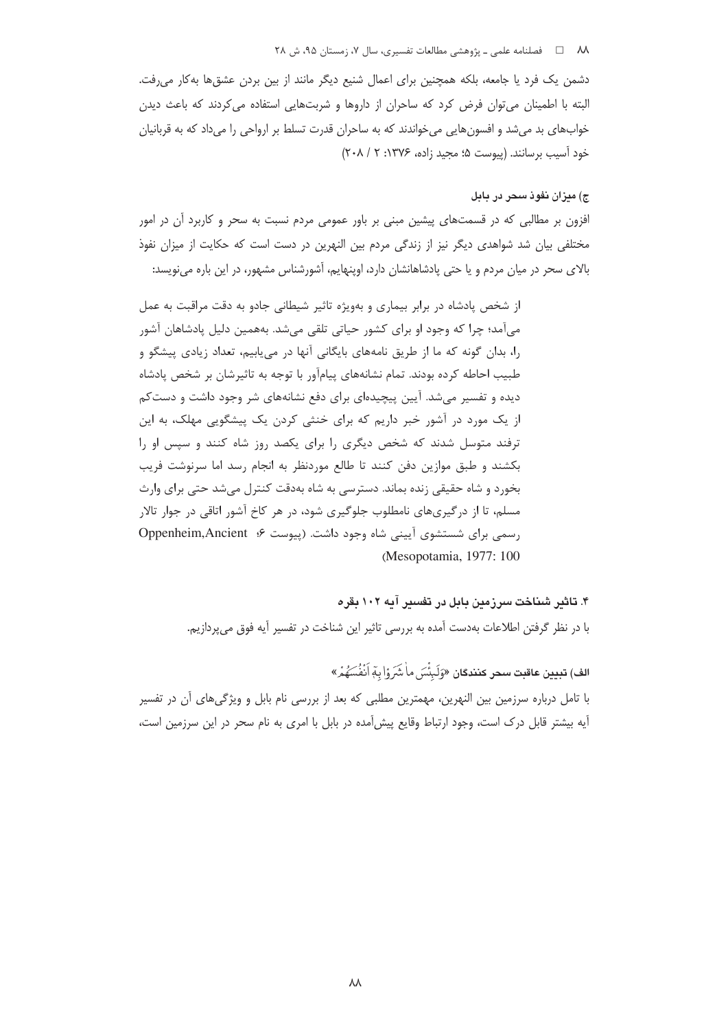دشمن یک فرد یا جامعه، بلکه همچنین برای اعمال شنیع دیگر مانند از بین بردن عشق‌ها به‌کار می‌رفت. البته با اطمینان می‌توان فرض کرد که ساحران از داروها و شربت‌هایی استفاده می‌کردند که باعث دیدن خواب‌های بد می‌شد و افسون‌هایی می‌خواندند که به ساحران قدرت تسلط بر ارواحی را می‌داد که به قربانیان خود آسیب برسانند. (پیوست ۵؛ مجید زاده، ۱۳۷۶: ۲ / ۲۰۸)

#### ج) میزان نفوذ سحر در بابل

افزون بر مطالبی که در قسمت‌های پیشین مبنی بر باور عمومی مردم نسبت به سحر و کاربرد آن در امور مختلفی بیان شد شواهدی دیگر نیز از زندگی مردم بین النهرین در دست است که حکایت از میزان نفوذ بالای سحر در میان مردم و یا حتی پادشاهانشان دارد، اوپنهایم، آشورشناس مشهور، در این باره می‌نویسد:

> از شخص پادشاه در برابر بیماری و به‌ویژه تاثیر شیطانی جادو به دقت مراقبت به عمل می‌آمد؛ چرا که وجود او برای کشور حیاتی تلقی می‌شد. به‌همین دلیل پادشاهان آشور را، بدان گونه که ما از طریق نامه‌های بایگانی آنها در می‌یابیم، تعداد زیادی پیشگو و طبیب احاطه کرده بودند. تمام نشانه‌های پیام‌آور با توجه به تاثیرشان بر شخص پادشاه دیده و تفسیر می‌شد. آیین پیچیده‌ای برای دفع نشانه‌های شر وجود داشت و دست‌کم از یک مورد در آشور خبر داریم که برای خنثی کردن یک پیشگویی مهلک، به این ترفند متوسل شدند که شخص دیگری را برای یکصد روز شاه کنند و سپس او را بکشند و طبق موازین دفن کنند تا طالع موردنظر به انجام رسد اما سرنوشت فریب بخورد و شاه حقیقی زنده بماند. دسترسی به شاه به‌دقت کنترل می‌شد حتی برای وارث مسلم، تا از درگیری‌های نامطلوب جلوگیری شود، در هر کاخ آشور اتاقی در جوار تالار رسمی برای شستشوی آیینی شاه وجود داشت. (پیوست ۶؛ Oppenheim,Ancient Mesopotamia, 1977: 100)

### ۴. تاثیر شناخت سرزمین بابل در تفسیر آیه ۱۰۲ بقره

با در نظر گرفتن اطلاعات به‌دست آمده به بررسی تاثیر این شناخت در تفسیر آیه فوق می‌پردازیم.

#### الف) تبیین عاقبت سحر کنندگان «وَلَبِئْسَ ما شَرَوْا بِهِ اَنْفُسَهُمْ»

با تامل درباره سرزمین بین النهرین، مهمترین مطلبی که بعد از بررسی نام بابل و ویژگی‌های آن در تفسیر آیه بیشتر قابل درک است، وجود ارتباط وقایع پیش‌آمده در بابل با امری به نام سحر در این سرزمین است،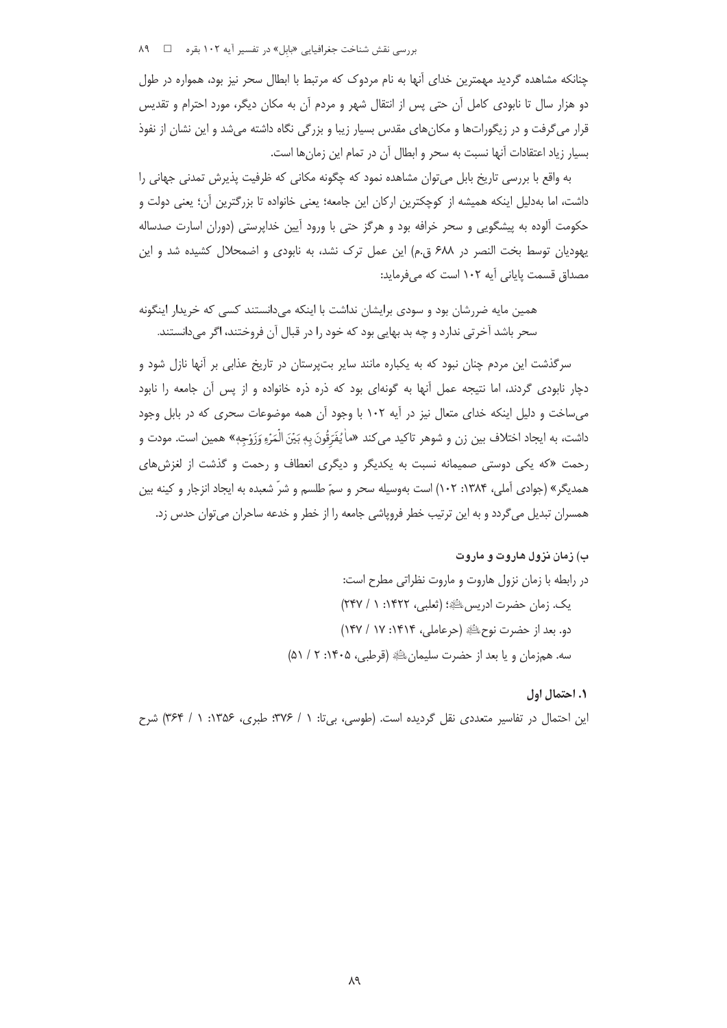چنانکه مشاهده گردید مهمترین خدای آنها به نام مردوک که مرتبط با ابطال سحر نیز بود، همواره در طول دو هزار سال تا نابودی کامل آن حتی پس از انتقال شهر و مردم آن به مکان دیگر، مورد احترام و تقدیس قرار می‌گرفت و در زیگورات‌ها و مکان‌های مقدس بسیار زیبا و بزرگی نگاه داشته می‌شد و این نشان از نفوذ بسیار زیاد اعتقادات آنها نسبت به سحر و ابطال آن در تمام این زمان‌ها است.

به واقع با بررسی تاریخ بابل می‌توان مشاهده نمود که چگونه مکانی که ظرفیت پذیرش تمدنی جهانی را داشت، اما به‌دلیل اینکه همیشه از کوچکترین ارکان این جامعه؛ یعنی خانواده تا بزرگترین آن؛ یعنی دولت و حکومت آلوده به پیشگویی و سحر خرافه بود و هرگز حتی با ورود آیین خداپرستی (دوران اسارت صدساله یهودیان توسط بخت النصر در ۶۸۸ ق.م) این عمل ترک نشد، به نابودی و اضمحلال کشیده شد و این مصداق قسمت پایانی آیه ۱۰۲ است که می‌فرماید:

> همین مایه ضررشان بود و سودی برایشان نداشت با اینکه می‌دانستند کسی که خریدار اینگونه سحر باشد آخرتی ندارد و چه بد بهایی بود که خود را در قبال آن فروختند، اگر می‌دانستند.

سرگذشت این مردم چنان نبود که به یکباره مانند سایر بت‌پرستان در تاریخ عذابی بر آنها نازل شود و دچار نابودی گردند، اما نتیجه عمل آنها به گونه‌ای بود که ذره ذره خانواده و از پس آن جامعه را نابود می‌ساخت و دلیل اینکه خدای متعال نیز در آیه ۱۰۲ با وجود آن همه موضوعات سحری که در بابل وجود داشت، به ایجاد اختلاف بین زن و شوهر تاکید می‌کند «ما يُفَرِّقُونَ بِهِ بَيْنَ الْمَرْءِ وَزَوْجِهِ» همین است. مودت و رحمت «که یکی دوستی صمیمانه نسبت به یکدیگر و دیگری انعطاف و رحمت و گذشت از لغزش‌های همدیگر» (جوادی آملی، ۱۳۸۴: ۱۰۲) است به‌وسیله سحر و سمّ طلسم و شرّ شعبده به ایجاد انزجار و کینه بین همسران تبدیل می‌گردد و به این ترتیب خطر فروپاشی جامعه را از خطر و خدعه ساحران می‌توان حدس زد.

### ب) زمان نزول هاروت و ماروت

در رابطه با زمان نزول هاروت و ماروت نظراتی مطرح است:

یک. زمان حضرت ادریس؛ (ثعلبی، ۱۴۲۲: ۱ / ۲۴۷)

دو. بعد از حضرت نوح (حرعاملی، ۱۴۱۴: ۱۷ / ۱۴۷)

سه. هم‌زمان و یا بعد از حضرت سلیمان (قرطبی، ۱۴۰۵: ۲ / ۵۱)

#### ۱. احتمال اول

این احتمال در تفاسیر متعددی نقل گردیده است. (طوسی، بی‌تا: ۱ / ۳۷۶؛ طبری، ۱۳۵۶: ۱ / ۳۶۴) شرح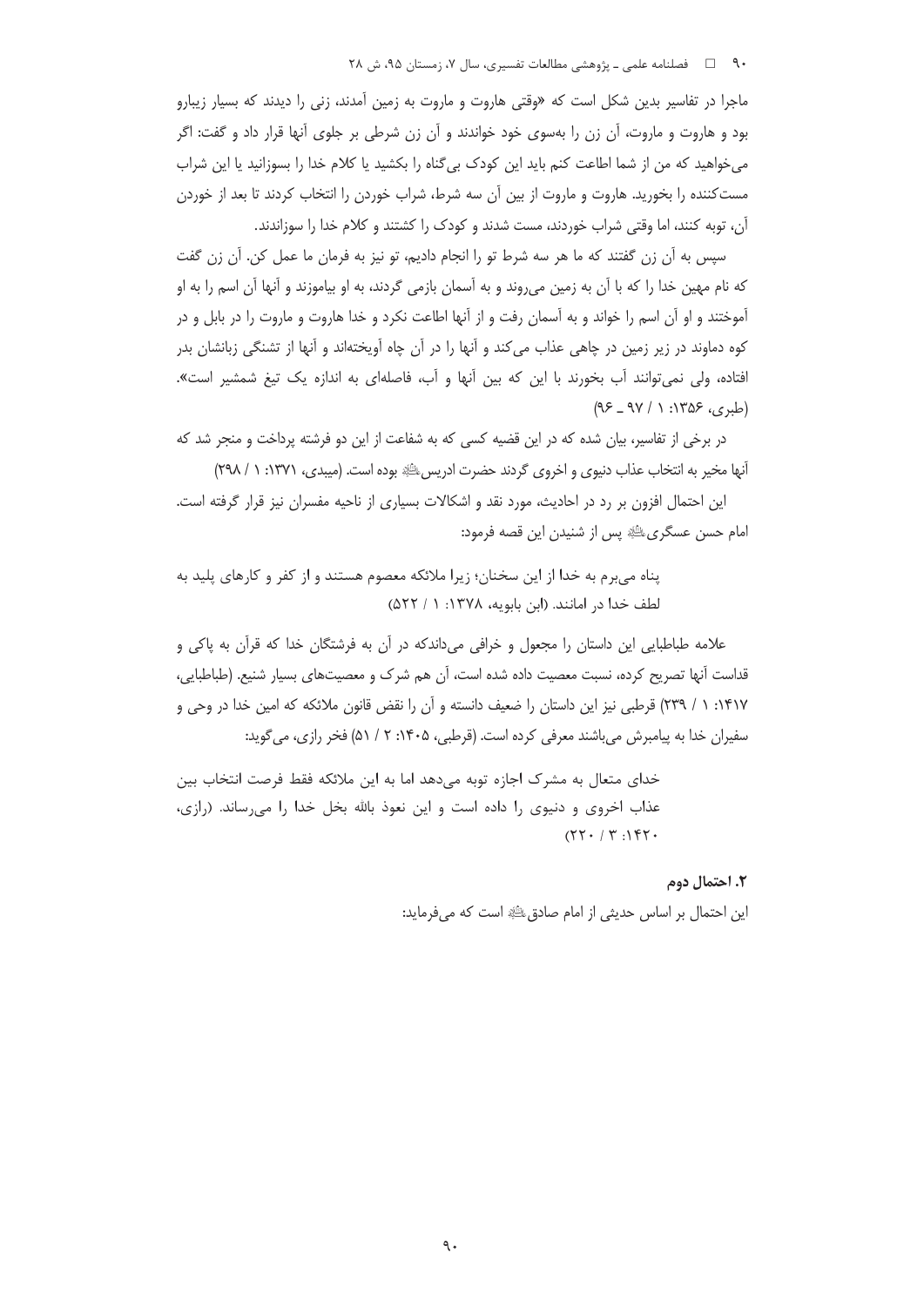ماجرا در تفاسیر بدین شکل است که «وقتی هاروت و ماروت به زمین آمدند، زنی را دیدند که بسیار زیبارو بود و هاروت و ماروت، آن زن را به‌سوی خود خواندند و آن زن شرطی بر جلوی آنها قرار داد و گفت: اگر می‌خواهید که من از شما اطاعت کنم باید این کودک بی‌گناه را بکشید یا کلام خدا را بسوزانید یا این شراب مست‌کننده را بخورید. هاروت و ماروت از بین آن سه شرط، شراب خوردن را انتخاب کردند تا بعد از خوردن آن، توبه کنند، اما وقتی شراب خوردند، مست شدند و کودک را کشتند و کلام خدا را سوزاندند.

سپس به آن زن گفتند که ما هر سه شرط تو را انجام دادیم، تو نیز به فرمان ما عمل کن. آن زن گفت که نام مهین خدا را که با آن به زمین می‌روند و به آسمان بازمی گردند، به او بیاموزند و آنها آن اسم را به او آموختند و او آن اسم را خواند و به آسمان رفت و از آنها اطاعت نکرد و خدا هاروت و ماروت را در بابل و در کوه دماوند در زیر زمین در چاهی عذاب می‌کند و آنها را در آن چاه آویخته‌اند و آنها از تشنگی زبانشان بدر افتاده، ولی نمی‌توانند آب بخورند با این که بین آنها و آب، فاصله‌ای به اندازه یک تیغ شمشیر است». (طبری، ۱۳۵۶: ۱ / ۹۷ ـ ۹۶)

در برخی از تفاسیر، بیان شده که در این قضیه کسی که به شفاعت از این دو فرشته پرداخت و منجر شد که آنها مخیر به انتخاب عذاب دنیوی و اخروی گردند حضرت ادریس ﷺ بوده است. (میبدی، ۱۳۷۱: ۱ / ۲۹۸)

این احتمال افزون بر رد در احادیث، مورد نقد و اشکالات بسیاری از ناحیه مفسران نیز قرار گرفته است. امام حسن عسگری ﷺ پس از شنیدن این قصه فرمود:

> پناه می‌برم به خدا از این سخنان؛ زیرا ملائکه معصوم هستند و از کفر و کارهای پلید به لطف خدا در امانند. (ابن بابویه، ۱۳۷۸: ۱ / ۵۲۲)

علامه طباطبایی این داستان را مجعول و خرافی می‌داندکه در آن به فرشتگان خدا که قرآن به پاکی و قداست آنها تصریح کرده، نسبت معصیت داده شده است، آن هم شرک و معصیت‌های بسیار شنیع. (طباطبایی، ۱۴۱۷: ۱ / ۲۳۹) قرطبی نیز این داستان را ضعیف دانسته و آن را نقض قانون ملائکه که امین خدا در وحی و سفیران خدا به پیامبرش می‌باشند معرفی کرده است. (قرطبی، ۱۴۰۵: ۲ / ۵۱) فخر رازی، می‌گوید:

> خدای متعال به مشرک اجازه توبه می‌دهد اما به این ملائکه فقط فرصت انتخاب بین عذاب اخروی و دنیوی را داده است و این نعوذ بالله بخل خدا را می‌رساند. (رازی، ۱۴۲۰: ۳ / ۲۲۰)

### ۲. احتمال دوم

این احتمال بر اساس حدیثی از امام صادق ﷺ است که می‌فرماید: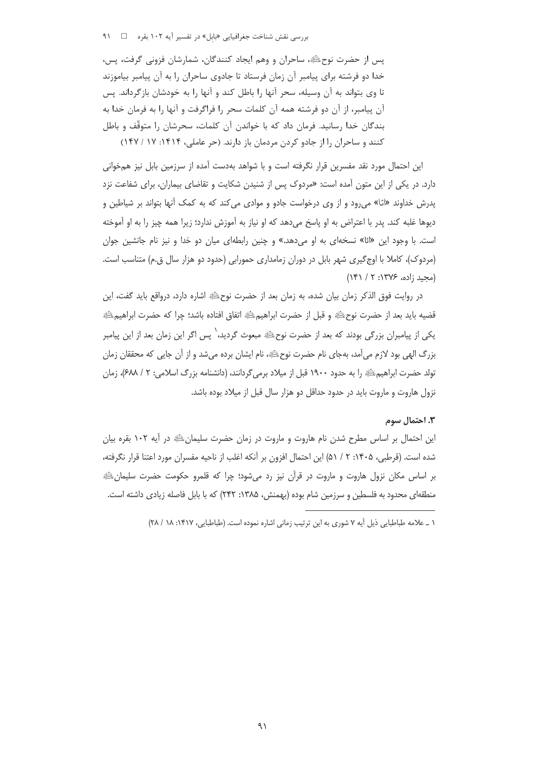پس از حضرت نوح، ساحران و وهم ایجاد کنندگان، شمارشان فزونی گرفت، پس، خدا دو فرشته برای پیامبر آن زمان فرستاد تا جادوی ساحران را به آن پیامبر بیاموزند تا وی بتواند به آن وسیله، سحر آنها را باطل کند و آنها را به خودشان بازگرداند. پس آن پیامبر، از آن دو فرشته همه آن کلمات سحر را فراگرفت و آنها را به فرمان خدا به بندگان خدا رسانید. فرمان داد که با خواندن آن کلمات، سحرشان را متوقّف و باطل کنند و ساحران را از جادو کردن مردمان باز دارند. (حر عاملی، ۱۴۱۴: ۱۷ / ۱۴۷)

این احتمال مورد نقد مفسرین قرار نگرفته است و با شواهد به‌دست آمده از سرزمین بابل نیز هم‌خوانی دارد. در یکی از این متون آمده است: «مردوک پس از شنیدن شکایت و تقاضای بیماران، برای شفاعت نزد پدرش خداوند «ائا» می‌رود و از وی درخواست جادو و موادی می‌کند که به کمک آنها بتواند بر شیاطین و دیوها غلبه کند. پدر با اعتراض به او پاسخ می‌دهد که او نیاز به آموزش ندارد؛ زیرا همه چیز را به او آموخته است. با وجود این «ائا» نسخه‌ای به او می‌دهد.» و چنین رابطه‌ای میان دو خدا و نیز نام جانشین جوان (مردوک)، کاملا با اوج‌گیری شهر بابل در دوران زمامداری حمورابی (حدود دو هزار سال ق.م) متناسب است. (مجید زاده، ۱۳۷۶: ۲ / ۱۴۱)

در روایت فوق الذکر زمان بیان شده، به زمان بعد از حضرت نوح اشاره دارد، درواقع باید گفت، این قضیه باید بعد از حضرت نوح و قبل از حضرت ابراهیم اتفاق افتاده باشد؛ چرا که حضرت ابراهیم یکی از پیامبران بزرگی بودند که بعد از حضرت نوح مبعوث گردید،[1] پس اگر این زمان بعد از این پیامبر بزرگ الهی بود لازم می‌آمد، به‌جای نام حضرت نوح، نام ایشان برده می‌شد و از آن جایی که محققان زمان تولد حضرت ابراهیم را به حدود ۱۹۰۰ قبل از میلاد برمی‌گردانند، (دانشنامه بزرگ اسلامی: ۲ / ۶۸۸)، زمان نزول هاروت و ماروت باید در حدود حداقل دو هزار سال قبل از میلاد بوده باشد.

### ۳. احتمال سوم

این احتمال بر اساس مطرح شدن نام هاروت و ماروت در زمان حضرت سلیمان در آیه ۱۰۲ بقره بیان شده است. (قرطبی، ۱۴۰۵: ۲ / ۵۱) این احتمال افزون بر آنکه اغلب از ناحیه مفسران مورد اعتنا قرار نگرفته، بر اساس مکان نزول هاروت و ماروت در قرآن نیز رد می‌شود؛ چرا که قلمرو حکومت حضرت سلیمان منطقه‌ای محدود به فلسطین و سرزمین شام بوده (بهمنش، ۱۳۸۵: ۲۴۲) که با بابل فاصله زیادی داشته است.

---

۱ ـ علامه طباطبایی ذیل آیه ۷ شوری به این ترتیب زمانی اشاره نموده است. (طباطبایی، ۱۴۱۷: ۱۸ / ۲۸)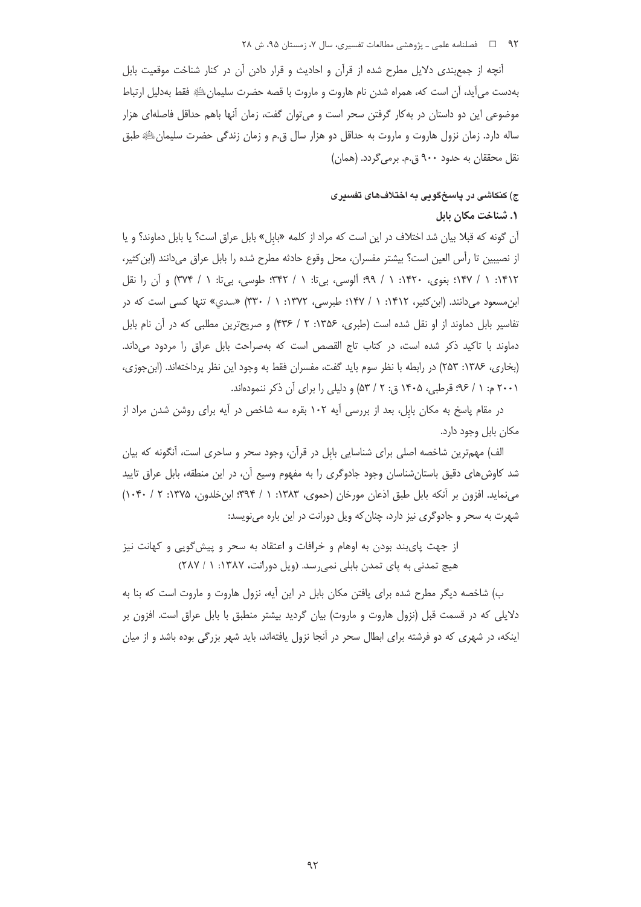آنچه از جمع‌بندی دلایل مطرح شده از قرآن و احادیث و قرار دادن آن در کنار شناخت موقعیت بابل به‌دست می‌آید، آن است که، همراه شدن نام هاروت و ماروت با قصه حضرت سلیمان علیه السلام فقط به‌دلیل ارتباط موضوعی این دو داستان در به‌کار گرفتن سحر است و می‌توان گفت، زمان آنها باهم حداقل فاصله‌ای هزار ساله دارد. زمان نزول هاروت و ماروت به حداقل دو هزار سال ق.م و زمان زندگی حضرت سلیمان علیه السلام طبق نقل محققان به حدود ۹۰۰ ق.م. برمی‌گردد. (همان)

### ج) کنکاشی در پاسخ‌گویی به اختلاف‌های تفسیری

#### ۱. شناخت مکان بابل

آن گونه که قبلا بیان شد اختلاف در این است که مراد از کلمه «بابِل» بابل عراق است؟ یا بابل دماوند؟ و یا از نصیبین تا رأس العین است؟ بیشتر مفسران، محل وقوع حادثه مطرح شده را بابل عراق می‌دانند (ابن‌کثیر، ۱۴۱۲: ۱ / ۱۴۷؛ بغوی، ۱۴۲۰: ۱ / ۹۹؛ آلوسی، بی‌تا: ۱ / ۳۴۲؛ طوسی، بی‌تا: ۱ / ۳۷۴) و آن را نقل ابن‌مسعود می‌دانند. (ابن‌کثیر، ۱۴۱۲: ۱ / ۱۴۷؛ طبرسی، ۱۳۷۲: ۱ / ۳۳۰) «سدي» تنها کسی است که در تفاسیر بابل دماوند از او نقل شده است (طبری، ۱۳۵۶: ۲ / ۴۳۶) و صریح‌ترین مطلبی که در آن نام بابل دماوند با تاکید ذکر شده است، در کتاب تاج القصص است که به‌صراحت بابل عراق را مردود می‌داند. (بخاری، ۱۳۸۶: ۲۵۳) در رابطه با نظر سوم باید گفت، مفسران فقط به وجود این نظر پرداخته‌اند. (ابن‌جوزی، ۲۰۰۱ م: ۱ / ۹۶؛ قرطبی، ۱۴۰۵ ق: ۲ / ۵۳) و دلیلی را برای آن ذکر ننموده‌اند.

در مقام پاسخ به مکان بابِل، بعد از بررسی آیه ۱۰۲ بقره سه شاخص در آیه برای روشن شدن مراد از مکان بابل وجود دارد.

الف) مهم‌ترین شاخصه اصلی برای شناسایی بابِل در قرآن، وجود سحر و ساحری است، آنگونه که بیان شد کاوش‌های دقیق باستان‌شناسان وجود جادوگری را به مفهوم وسیع آن، در این منطقه، بابل عراق تایید می‌نماید. افزون بر آنکه بابل طبق اذعان مورخان (حموی، ۱۳۸۳: ۱ / ۳۹۴؛ ابن‌خلدون، ۱۳۷۵: ۲ / ۱۰۴۰) شهرت به سحر و جادوگری نیز دارد، چنان‌که ویل دورانت در این باره می‌نویسد:

> از جهت پای‌بند بودن به اوهام و خرافات و اعتقاد به سحر و پیش‌گویی و کهانت نیز هیچ تمدنی به پای تمدن بابلی نمی‌رسد. (ویل دورانت، ۱۳۸۷: ۱ / ۲۸۷)

ب) شاخصه دیگر مطرح شده برای یافتن مکان بابل در این آیه، نزول هاروت و ماروت است که بنا به دلایلی که در قسمت قبل (نزول هاروت و ماروت) بیان گردید بیشتر منطبق با بابل عراق است. افزون بر اینکه، در شهری که دو فرشته برای ابطال سحر در آنجا نزول یافته‌اند، باید شهر بزرگی بوده باشد و از میان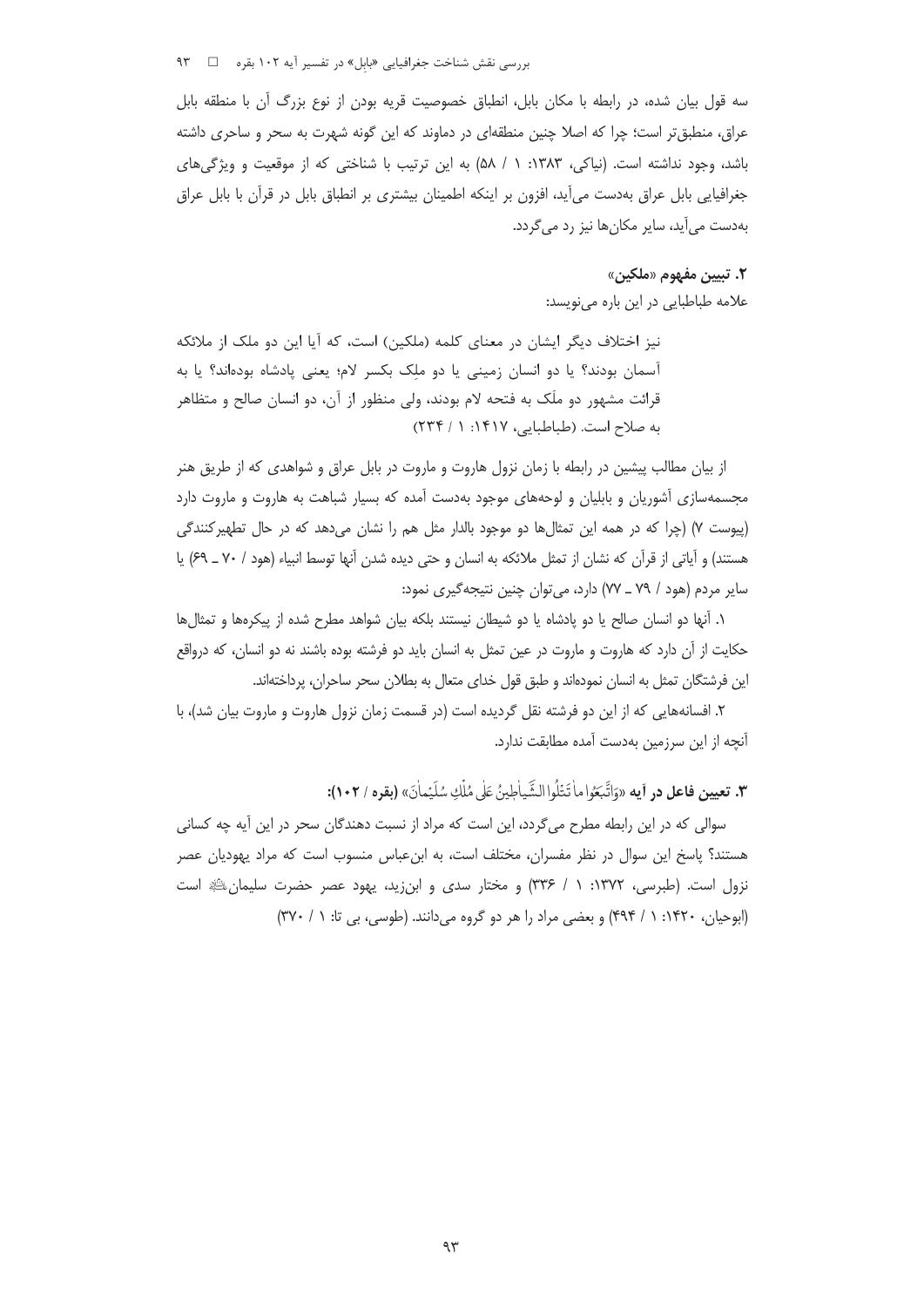سه قول بیان شده، در رابطه با مکان بابل، انطباق خصوصیت قریه بودن از نوع بزرگ آن با منطقه بابل عراق، منطبق‌تر است؛ چرا که اصلا چنین منطقه‌ای در دماوند که این گونه شهرت به سحر و ساحری داشته باشد، وجود نداشته است. (نیاکی، ۱۳۸۳: ۱ / ۵۸) به این ترتیب با شناختی که از موقعیت و ویژگی‌های جغرافیایی بابل عراق به‌دست می‌آید، افزون بر اینکه اطمینان بیشتری بر انطباق بابل در قرآن با بابل عراق به‌دست می‌آید، سایر مکان‌ها نیز رد می‌گردد.

### ۲. تبیین مفهوم «ملکین»

علامه طباطبایی در این باره می‌نویسد:

> نیز اختلاف دیگر ایشان در معنای کلمه (ملکین) است، که آیا این دو ملک از ملائکه آسمان بودند؟ یا دو انسان زمینی یا دو ملِک بکسر لام؛ یعنی پادشاه بوده‌اند؟ یا به قرائت مشهور دو ملَک به فتحه لام بودند، ولی منظور از آن، دو انسان صالح و متظاهر به صلاح است. (طباطبایی، ۱۴۱۷: ۱ / ۲۳۴)

از بیان مطالب پیشین در رابطه با زمان نزول هاروت و ماروت در بابل عراق و شواهدی که از طریق هنر مجسمه‌سازی آشوریان و بابلیان و لوحه‌های موجود به‌دست آمده که بسیار شباهت به هاروت و ماروت دارد (پیوست ۷) (چرا که در همه این تمثال‌ها دو موجود بالدار مثل هم را نشان می‌دهد که در حال تطهیرکنندگی هستند) و آیاتی از قرآن که نشان از تمثل ملائکه به انسان و حتی دیده شدن آنها توسط انبیاء (هود / ۷۰ ـ ۶۹) یا سایر مردم (هود / ۷۹ ـ ۷۷) دارد، می‌توان چنین نتیجه‌گیری نمود:

۱. آنها دو انسان صالح یا دو پادشاه یا دو شیطان نیستند بلکه بیان شواهد مطرح شده از پیکره‌ها و تمثال‌ها حکایت از آن دارد که هاروت و ماروت در عین تمثل به انسان باید دو فرشته بوده باشند نه دو انسان، که درواقع این فرشتگان تمثل به انسان نموده‌اند و طبق قول خدای متعال به بطلان سحر ساحران، پرداخته‌اند.

۲. افسانه‌هایی که از این دو فرشته نقل گردیده است (در قسمت زمان نزول هاروت و ماروت بیان شد)، با آنچه از این سرزمین به‌دست آمده مطابقت ندارد.

### ۳. تعیین فاعل در آیه «وَاتَّبَعُوا ما تَتْلُوا الشَّیاطِینُ عَلی مُلْکِ سُلَیْمانَ» (بقره / ۱۰۲):

سوالی که در این رابطه مطرح می‌گردد، این است که مراد از نسبت دهندگان سحر در این آیه چه کسانی هستند؟ پاسخ این سوال در نظر مفسران، مختلف است، به ابن‌عباس منسوب است که مراد یهودیان عصر نزول است. (طبرسی، ۱۳۷۲: ۱ / ۳۳۶) و مختار سدی و ابن‌زید، یهود عصر حضرت سلیمان ﷺ است (ابوحیان، ۱۴۲۰: ۱ / ۴۹۴) و بعضی مراد را هر دو گروه می‌دانند. (طوسی، بی تا: ۱ / ۳۷۰)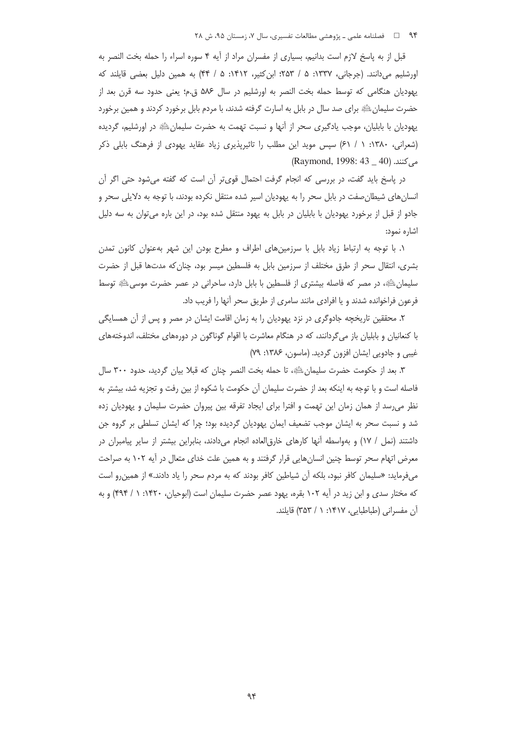قبل از به پاسخ لازم است بدانیم، بسیاری از مفسران مراد از آیه ۴ سوره اسراء را حمله بخت النصر به اورشلیم می‌دانند. (جرجانی، ۱۳۳۷: ۵ / ۲۵۳؛ ابن‌کثیر، ۱۴۱۲: ۵ / ۴۴) به همین دلیل بعضی قایلند که یهودیان هنگامی که توسط حمله بخت النصر به اورشلیم در سال ۵۸۶ ق.م؛ یعنی حدود سه قرن بعد از حضرت سلیمان علیه‌السلام برای صد سال در بابل به اسارت گرفته شدند، با مردم بابل برخورد کردند و همین برخورد یهودیان با بابلیان، موجب یادگیری سحر از آنها و نسبت تهمت به حضرت سلیمان علیه‌السلام در اورشلیم، گردیده (شعرانی، ۱۳۸۰: ۱ / ۶۱) سپس موید این مطلب را تاثیرپذیری زیاد عقاید یهودی از فرهنگ بابلی ذکر می‌کنند. (Raymond, 1998: 43 _ 40)

در پاسخ باید گفت، در بررسی که انجام گرفت احتمال قوی‌تر آن است که گفته می‌شود حتی اگر آن انسان‌های شیطان‌صفت در بابل سحر را به یهودیان اسیر شده منتقل نکرده بودند، با توجه به دلایلی سحر و جادو از قبل از برخورد یهودیان با بابلیان در بابل به یهود منتقل شده بود، در این باره می‌توان به سه دلیل اشاره نمود:

۱. با توجه به ارتباط زیاد بابل با سرزمین‌های اطراف و مطرح بودن این شهر به‌عنوان کانون تمدن بشری، انتقال سحر از طرق مختلف از سرزمین بابل به فلسطین میسر بود، چنان‌که مدت‌ها قبل از حضرت سلیمان علیه‌السلام، در مصر که فاصله بیشتری از فلسطین با بابل دارد، ساحرانی در عصر حضرت موسی علیه‌السلام توسط فرعون فراخوانده شدند و یا افرادی مانند سامری از طریق سحر آنها را فریب داد.

۲. محققین تاریخچه جادوگری در نزد یهودیان را به زمان اقامت ایشان در مصر و پس از آن همسایگی با کنعانیان و بابلیان باز می‌گردانند، که در هنگام معاشرت با اقوام گوناگون در دوره‌های مختلف، اندوخته‌های غیبی و جادویی ایشان افزون گردید. (ماسون، ۱۳۸۶: ۷۹)

۳. بعد از حکومت حضرت سلیمان علیه‌السلام، تا حمله بخت النصر چنان که قبلا بیان گردید، حدود ۳۰۰ سال فاصله است و با توجه به اینکه بعد از حضرت سلیمان آن حکومت با شکوه از بین رفت و تجزیه شد، بیشتر به نظر می‌رسد از همان زمان این تهمت و افترا برای ایجاد تفرقه بین پیروان حضرت سلیمان و یهودیان زده شد و نسبت سحر به ایشان موجب تضعیف ایمان یهودیان گردیده بود؛ چرا که ایشان تسلطی بر گروه جن داشتند (نمل / ۱۷) و به‌واسطه آنها کارهای خارق‌العاده انجام می‌دادند، بنابراین بیشتر از سایر پیامبران در معرض اتهام سحر توسط چنین انسان‌هایی قرار گرفتند و به همین علت خدای متعال در آیه ۱۰۲ به صراحت می‌فرماید: «سلیمان کافر نبود، بلکه آن شیاطین کافر بودند که به مردم سحر را یاد دادند.» از همین‌رو است که مختار سدی و ابن زید در آیه ۱۰۲ بقره، یهود عصر حضرت سلیمان است (ابوحیان، ۱۴۲۰: ۱ / ۴۹۴) و به آن مفسرانی (طباطبایی، ۱۴۱۷: ۱ / ۳۵۳) قایلند.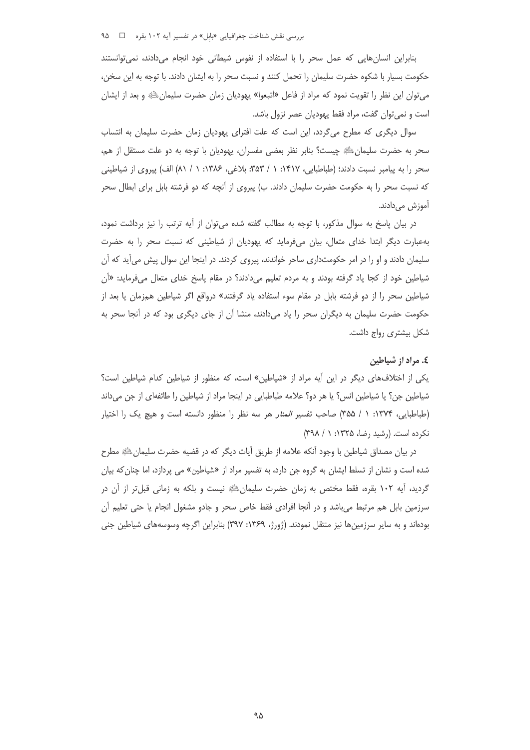بنابراین انسان‌هایی که عمل سحر را با استفاده از نفوس شیطانی خود انجام می‌دادند، نمی‌توانستند حکومت بسیار با شکوه حضرت سلیمان را تحمل کنند و نسبت سحر را به ایشان دادند. با توجه به این سخن، می‌توان این نظر را تقویت نمود که مراد از فاعل «اتبعوا» یهودیان زمان حضرت سلیمان‌ﷺ و بعد از ایشان است و نمی‌توان گفت، مراد فقط یهودیان عصر نزول باشد.

سوال دیگری که مطرح می‌گردد، این است که علت افترای یهودیان زمان حضرت سلیمان به انتساب سحر به حضرت سلیمان‌ﷺ چیست؟ بنابر نظر بعضی مفسران، یهودیان با توجه به دو علت مستقل از هم، سحر را به پیامبر نسبت دادند؛ (طباطبایی، ۱۴۱۷: ۱ / ۳۵۳؛ بلاغی، ۱۳۸۶: ۱ / ۸۱) الف) پیروی از شیاطینی که نسبت سحر را به حکومت حضرت سلیمان دادند. ب) پیروی از آنچه که دو فرشته بابل برای ابطال سحر آموزش می‌دادند.

در بیان پاسخ به سوال مذکور، با توجه به مطالب گفته شده می‌توان از آیه ترتب را نیز برداشت نمود، به‌عبارت دیگر ابتدا خدای متعال، بیان می‌فرماید که یهودیان از شیاطینی که نسبت سحر را به حضرت سلیمان دادند و او را در امر حکومت‌داری ساحر خواندند، پیروی کردند. در اینجا این سوال پیش می‌آید که آن شیاطین خود از کجا یاد گرفته بودند و به مردم تعلیم می‌دادند؟ در مقام پاسخ خدای متعال می‌فرماید: «آن شیاطین سحر را از دو فرشته بابل در مقام سوء استفاده یاد گرفتند» درواقع اگر شیاطین هم‌زمان یا بعد از حکومت حضرت سلیمان به دیگران سحر را یاد می‌دادند، منشا آن از جای دیگری بود که در آنجا سحر به شکل بیشتری رواج داشت.

### ٤. مراد از شیاطین

یکی از اختلاف‌های دیگر در این آیه مراد از «شیاطین» است، که منظور از شیاطین کدام شیاطین است؟ شیاطین جن؟ یا شیاطین انس؟ یا هر دو؟ علامه طباطبایی در اینجا مراد از شیاطین را طائفه‌ای از جن می‌داند (طباطبایی، ۱۳۷۴: ۱ / ۳۵۵) صاحب تفسیر *المنار* هر سه نظر را منظور دانسته است و هیچ یک را اختیار نکرده است. (رشید رضا، ۱۳۲۵: ۱ / ۳۹۸)

در بیان مصداق شیاطین با وجود آنکه علامه از طریق آیات دیگر که در قضیه حضرت سلیمان‌ﷺ مطرح شده است و نشان از تسلط ایشان به گروه جن دارد، به تفسیر مراد از «شیاطین» می پردازد، اما چنان‌که بیان گردید، آیه ۱۰۲ بقره، فقط مختص به زمان حضرت سلیمان‌ﷺ نیست و بلکه به زمانی قبل‌تر از آن در سرزمین بابل هم مرتبط می‌باشد و در آنجا افرادی فقط خاص سحر و جادو مشغول انجام یا حتی تعلیم آن بوده‌اند و به سایر سرزمین‌ها نیز منتقل نمودند. (ژورژ، ۱۳۶۹: ۳۹۷) بنابراین اگرچه وسوسه‌های شیاطین جنی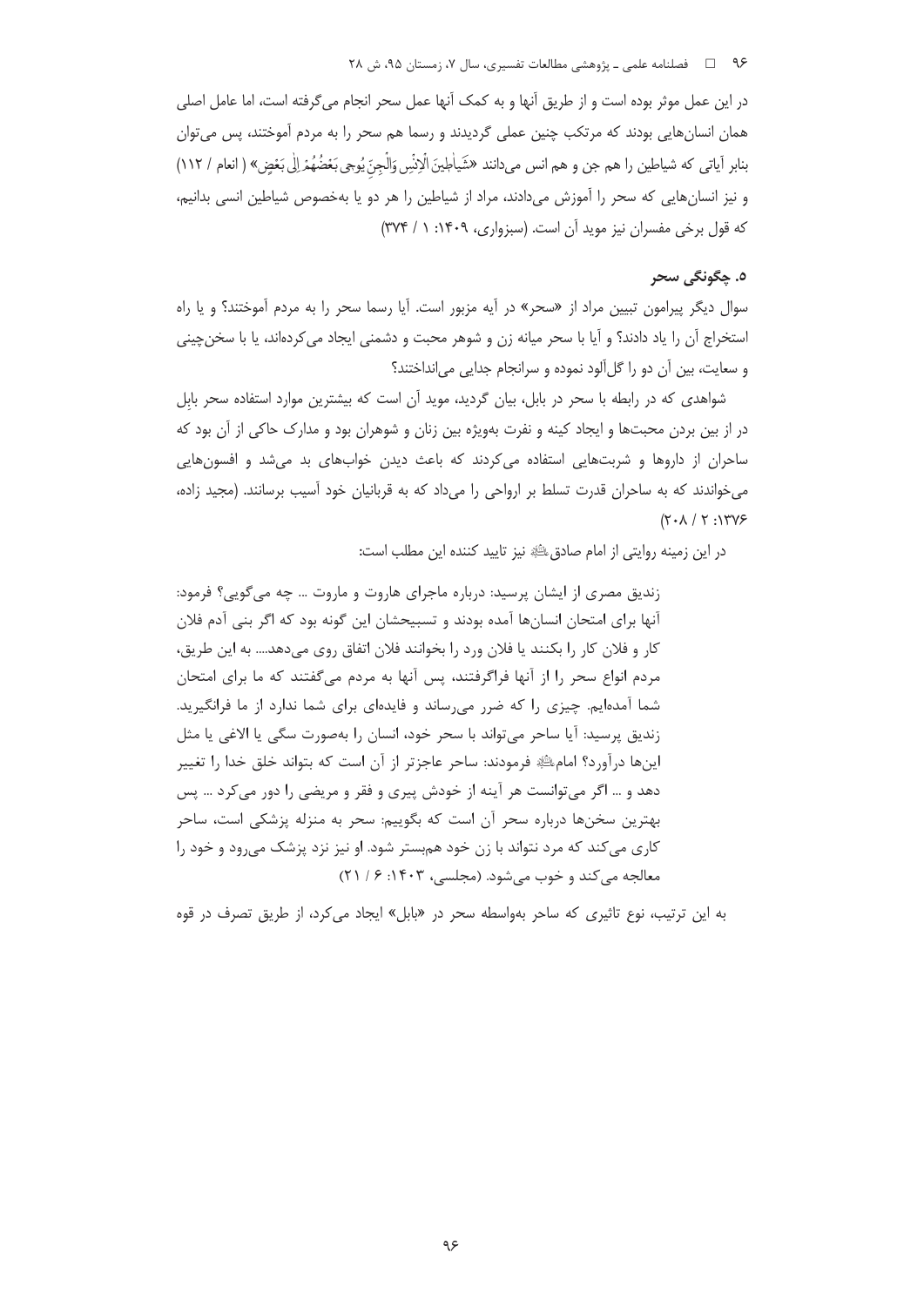در این عمل موثر بوده است و از طریق آنها و به کمک آنها عمل سحر انجام می‌گرفته است، اما عامل اصلی همان انسان‌هایی بودند که مرتکب چنین عملی گردیدند و رسما هم سحر را به مردم آموختند، پس می‌توان بنابر آیاتی که شیاطین را هم جن و هم انس می‌دانند «شَیاطِینَ الإنْسِ وَالْجِنِّ یُوحِی بَعْضُهُمْ إِلَی بَعْضٍ» ( انعام / ۱۱۲) و نیز انسان‌هایی که سحر را آموزش می‌دادند، مراد از شیاطین را هر دو یا به‌خصوص شیاطین انسی بدانیم، که قول برخی مفسران نیز موید آن است. (سبزواری، ۱۴۰۹: ۱ / ۳۷۴)

## ۵. چگونگی سحر

سوال دیگر پیرامون تبیین مراد از «سحر» در آیه مزبور است. آیا رسما سحر را به مردم آموختند؟ و یا راه استخراج آن را یاد دادند؟ و آیا با سحر میانه زن و شوهر محبت و دشمنی ایجاد می‌کرده‌اند، یا با سخن‌چینی و سعایت، بین آن دو را گل‌آلود نموده و سرانجام جدایی می‌انداختند؟

شواهدی که در رابطه با سحر در بابل، بیان گردید، موید آن است که بیشترین موارد استفاده سحر بابل در از بین بردن محبت‌ها و ایجاد کینه و نفرت به‌ویژه بین زنان و شوهران بود و مدارک حاکی از آن بود که ساحران از داروها و شربت‌هایی استفاده می‌کردند که باعث دیدن خواب‌های بد می‌شد و افسون‌هایی می‌خواندند که به ساحران قدرت تسلط بر ارواحی را می‌داد که به قربانیان خود آسیب برسانند. (مجید زاده، ۱۳۷۶: ۲ / ۲۰۸)

در این زمینه روایتی از امام صادق علیه‌السلام نیز تایید کننده این مطلب است:

> زندیق مصری از ایشان پرسید: درباره ماجرای هاروت و ماروت ... چه می‌گویی؟ فرمود: آنها برای امتحان انسان‌ها آمده بودند و تسبیحشان این گونه بود که اگر بنی آدم فلان کار و فلان کار را بکنند یا فلان ورد را بخوانند فلان اتفاق روی می‌دهد.... به این طریق، مردم انواع سحر را از آنها فراگرفتند، پس آنها به مردم می‌گفتند که ما برای امتحان شما آمده‌ایم. چیزی را که ضرر می‌رساند و فایده‌ای برای شما ندارد از ما فرانگیرید. زندیق پرسید: آیا ساحر می‌تواند با سحر خود، انسان را به‌صورت سگی یا الاغی یا مثل این‌ها درآورد؟ امام علیه‌السلام فرمودند: ساحر عاجزتر از آن است که بتواند خلق خدا را تغییر دهد و ... اگر می‌توانست هر آینه از خودش پیری و فقر و مریضی را دور می‌کرد ... پس بهترین سخن‌ها درباره سحر آن است که بگوییم: سحر به منزله پزشکی است، ساحر کاری می‌کند که مرد نتواند با زن خود هم‌بستر شود. او نیز نزد پزشک می‌رود و خود را معالجه می‌کند و خوب می‌شود. (مجلسی، ۱۴۰۳: ۶ / ۲۱)

به این ترتیب، نوع تاثیری که ساحر به‌واسطه سحر در «بابل» ایجاد می‌کرد، از طریق تصرف در قوه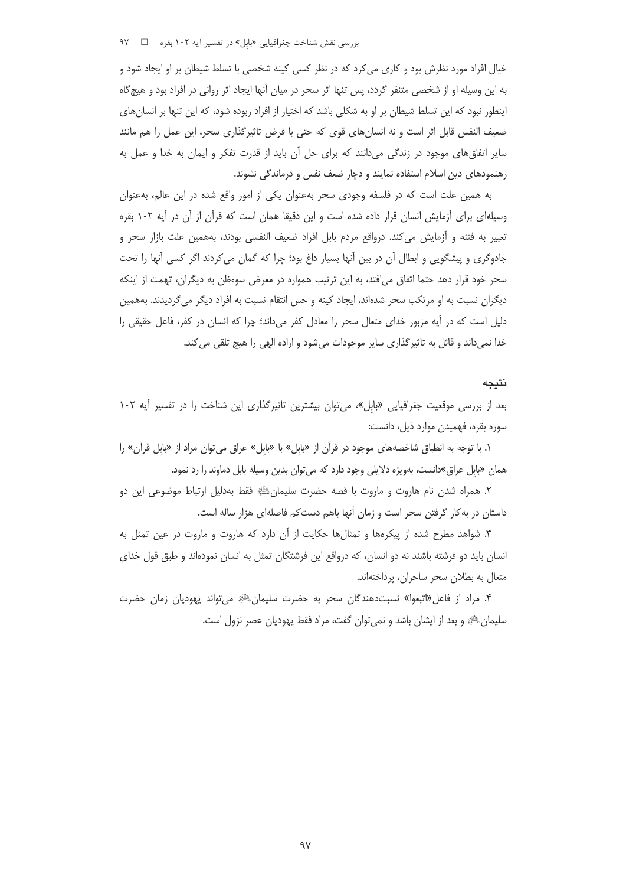خیال افراد مورد نظرش بود و کاری می‌کرد که در نظر کسی کینه شخصی با تسلط شیطان بر او ایجاد شود و به این وسیله او از شخصی متنفر گردد، پس تنها اثر سحر در میان آنها ایجاد اثر روانی در افراد بود و هیچ‌گاه اینطور نبود که این تسلط شیطان بر او به شکلی باشد که اختیار از افراد ربوده شود، که این تنها بر انسان‌های ضعیف النفس قابل اثر است و نه انسان‌های قوی که حتی با فرض تاثیرگذاری سحر، این عمل را هم مانند سایر اتفاق‌های موجود در زندگی می‌دانند که برای حل آن باید از قدرت تفکر و ایمان به خدا و عمل به رهنمودهای دین اسلام استفاده نمایند و دچار ضعف نفس و درماندگی نشوند.

به همین علت است که در فلسفه وجودی سحر به‌عنوان یکی از امور واقع شده در این عالم، به‌عنوان وسیله‌ای برای آزمایش انسان قرار داده شده است و این دقیقا همان است که قرآن از آن در آیه ۱۰۲ بقره تعبیر به فتنه و آزمایش می‌کند. درواقع مردم بابل افراد ضعیف النفسی بودند، به‌همین علت بازار سحر و جادوگری و پیشگویی و ابطال آن در بین آنها بسیار داغ بود؛ چرا که گمان می‌کردند اگر کسی آنها را تحت سحر خود قرار دهد حتما اتفاق می‌افتد، به این ترتیب همواره در معرض سوءظن به دیگران، تهمت از اینکه دیگران نسبت به او مرتکب سحر شده‌اند، ایجاد کینه و حس انتقام نسبت به افراد دیگر می‌گردیدند. به‌همین دلیل است که در آیه مزبور خدای متعال سحر را معادل کفر می‌داند؛ چرا که انسان در کفر، فاعل حقیقی را خدا نمی‌داند و قائل به تاثیرگذاری سایر موجودات می‌شود و اراده الهی را هیچ تلقی می‌کند.

## نتیجه

بعد از بررسی موقعیت جغرافیایی «بابِل»، می‌توان بیشترین تاثیرگذاری این شناخت را در تفسیر آیه ۱۰۲ سوره بقره، فهمیدن موارد ذیل، دانست:

۱. با توجه به انطباق شاخصه‌های موجود در قرآن از «بابِل» با «بابِل» عراق می‌توان مراد از «بابِل قرآن» را همان «بابِل عراق»دانست، به‌ویژه دلایلی وجود دارد که می‌توان بدین وسیله بابل دماوند را رد نمود.

۲. همراه شدن نام هاروت و ماروت با قصه حضرت سلیمان علیه السلام فقط به‌دلیل ارتباط موضوعی این دو داستان در به‌کار گرفتن سحر است و زمان آنها باهم دست‌کم فاصله‌ای هزار ساله است.

۳. شواهد مطرح شده از پیکره‌ها و تمثال‌ها حکایت از آن دارد که هاروت و ماروت در عین تمثل به انسان باید دو فرشته باشند نه دو انسان، که درواقع این فرشتگان تمثل به انسان نموده‌اند و طبق قول خدای متعال به بطلان سحر ساحران، پرداخته‌اند.

۴. مراد از فاعل«اتبعوا» نسبت‌دهندگان سحر به حضرت سلیمان علیه السلام می‌تواند یهودیان زمان حضرت سلیمان علیه السلام و بعد از ایشان باشد و نمی‌توان گفت، مراد فقط یهودیان عصر نزول است.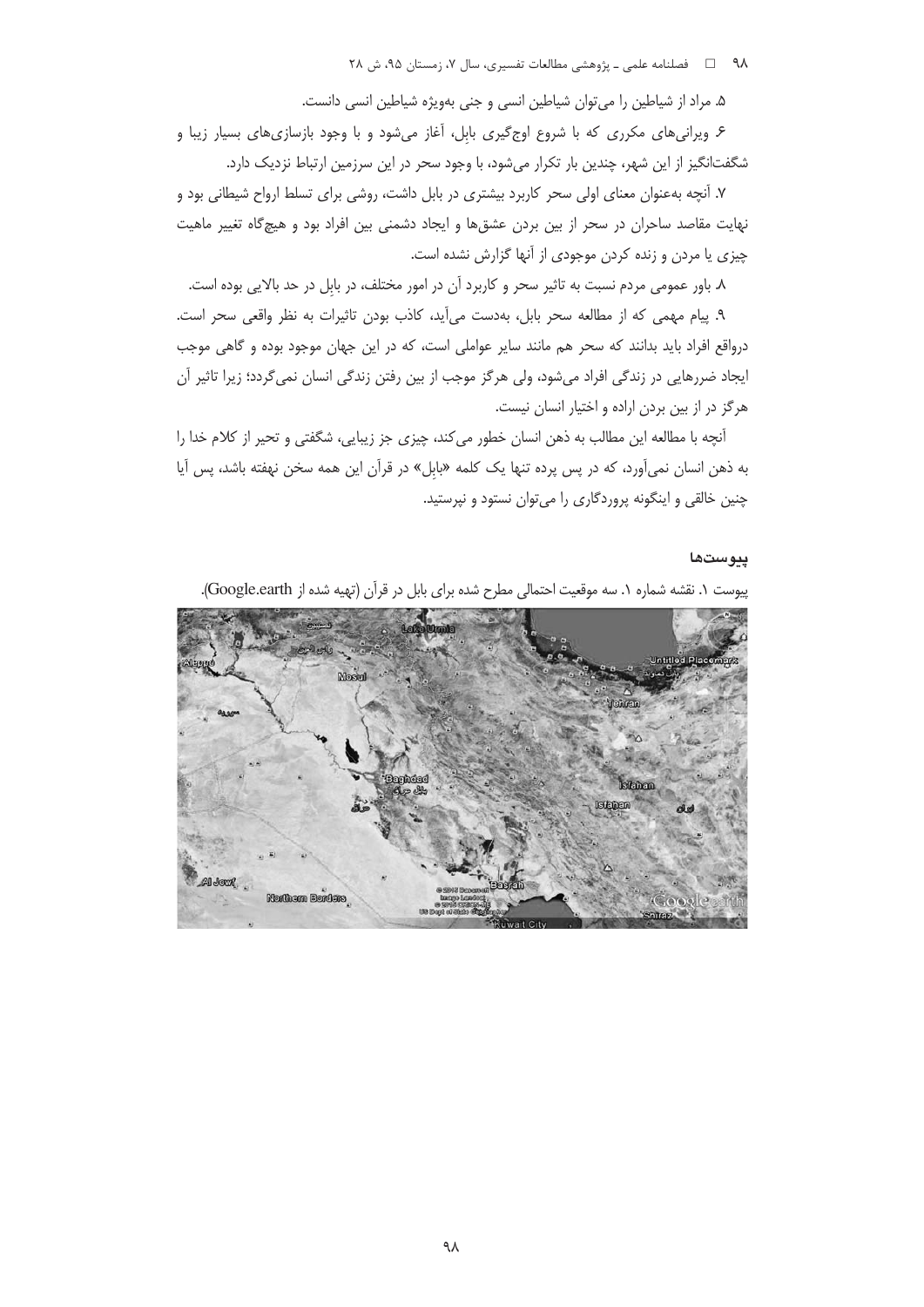۵. مراد از شیاطین را می‌توان شیاطین انسی و جنی به‌ویژه شیاطین انسی دانست.

۶. ویرانی‌های مکرری که با شروع اوج‌گیری بابِل، آغاز می‌شود و با وجود بازسازی‌های بسیار زیبا و شگفت‌انگیز از این شهر، چندین بار تکرار می‌شود، با وجود سحر در این سرزمین ارتباط نزدیک دارد.

۷. آنچه به‌عنوان معنای اولی سحر کاربرد بیشتری در بابل داشت، روشی برای تسلط ارواح شیطانی بود و نهایت مقاصد ساحران در سحر از بین بردن عشق‌ها و ایجاد دشمنی بین افراد بود و هیچ‌گاه تغییر ماهیت چیزی یا مردن و زنده کردن موجودی از آنها گزارش نشده است.

۸. باور عمومی مردم نسبت به تاثیر سحر و کاربرد آن در امور مختلف، در بابِل در حد بالایی بوده است.

۹. پیام مهمی که از مطالعه سحر بابل، به‌دست می‌آید، کاذب بودن تاثیرات به نظر واقعی سحر است. درواقع افراد باید بدانند که سحر هم مانند سایر عواملی است، که در این جهان موجود بوده و گاهی موجب ایجاد ضررهایی در زندگی افراد می‌شود، ولی هرگز موجب از بین رفتن زندگی انسان نمی‌گردد؛ زیرا تاثیر آن هرگز در از بین بردن اراده و اختیار انسان نیست.

آنچه با مطالعه این مطالب به ذهن انسان خطور می‌کند، چیزی جز زیبایی، شگفتی و تحیر از کلام خدا را به ذهن انسان نمی‌آورد، که در پس پرده تنها یک کلمه «بابِل» در قرآن این همه سخن نهفته باشد، پس آیا چنین خالقی و اینگونه پروردگاری را می‌توان نستود و نپرستید.

## پیوست‌ها

پیوست ۱. نقشه شماره ۱. سه موقعیت احتمالی مطرح شده برای بابل در قرآن (تهیه شده از Google.earth).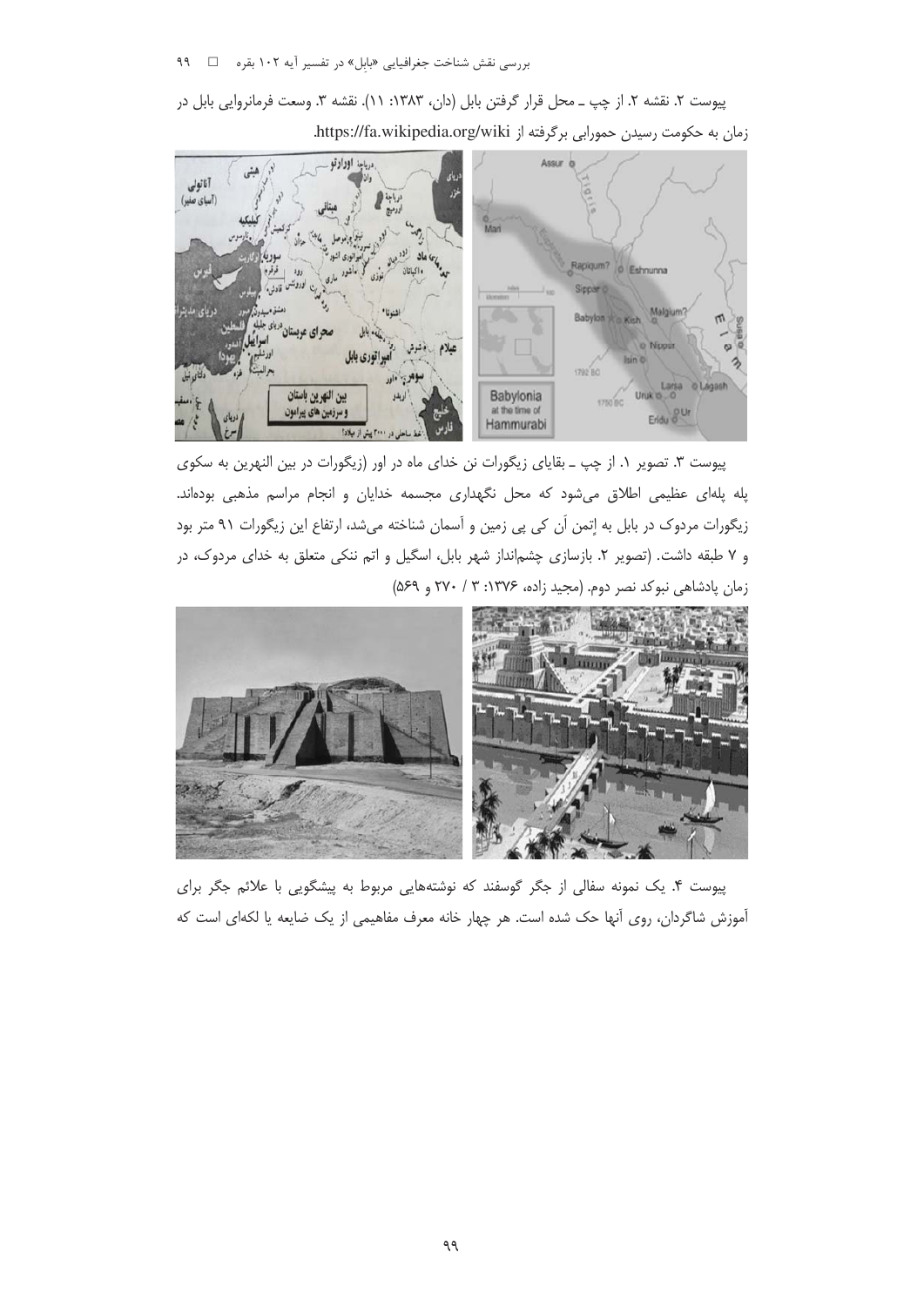پیوست ۲. نقشه ۲. از چپ ـ محل قرار گرفتن بابل (دان، ۱۳۸۳: ۱۱). نقشه ۳. وسعت فرمانروایی بابل در زمان به حکومت رسیدن حمورابی برگرفته از https://fa.wikipedia.org/wiki.

پیوست ۳. تصویر ۱. از چپ ـ بقایای زیگورات نن خدای ماه در اور (زیگورات در بین النهرین به سکوی پله پله‌ای عظیمی اطلاق می‌شود که محل نگهداری مجسمه خدایان و انجام مراسم مذهبی بوده‌اند. زیگورات مردوک در بابل به اِتمن اَن کی پی زمین و آسمان شناخته می‌شد، ارتفاع این زیگورات ۹۱ متر بود و ۷ طبقه داشت. (تصویر ۲. بازسازی چشم‌انداز شهر بابل، اسگیل و اتم ننکی متعلق به خدای مردوک، در زمان پادشاهی نبوکد نصر دوم. (مجید زاده، ۱۳۷۶: ۳ / ۲۷۰ و ۵۶۹)

پیوست ۴. یک نمونه سفالی از جگر گوسفند که نوشته‌هایی مربوط به پیشگویی با علائم جگر برای آموزش شاگردان، روی آنها حک شده است. هر چهار خانه معرف مفاهیمی از یک ضایعه یا لکه‌ای است که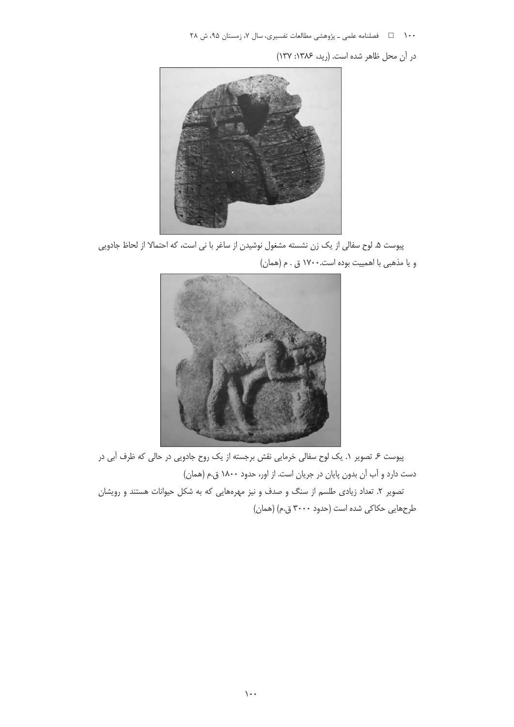در آن محل ظاهر شده است. (رید، ۱۳۸۶: ۱۳۷)

پیوست ۵. لوح سفالی از یک زن نشسته مشغول نوشیدن از ساغر با نی است، که احتمالا از لحاظ جادویی و یا مذهبی با اهمیت بوده است.۱۷۰۰ ق . م (همان)

پیوست ۶ تصویر ۱. یک لوح سفالی خرمایی نقش برجسته از یک روح جادویی در حالی که ظرف آبی در دست دارد و آب آن بدون پایان در جریان است. از اور، حدود ۱۸۰۰ ق.م (همان)

تصویر ۲. تعداد زیادی طلسم از سنگ و صدف و نیز مهره‌هایی که به شکل حیوانات هستند و رویشان طرح‌هایی حکاکی شده است (حدود ۳۰۰۰ ق.م) (همان)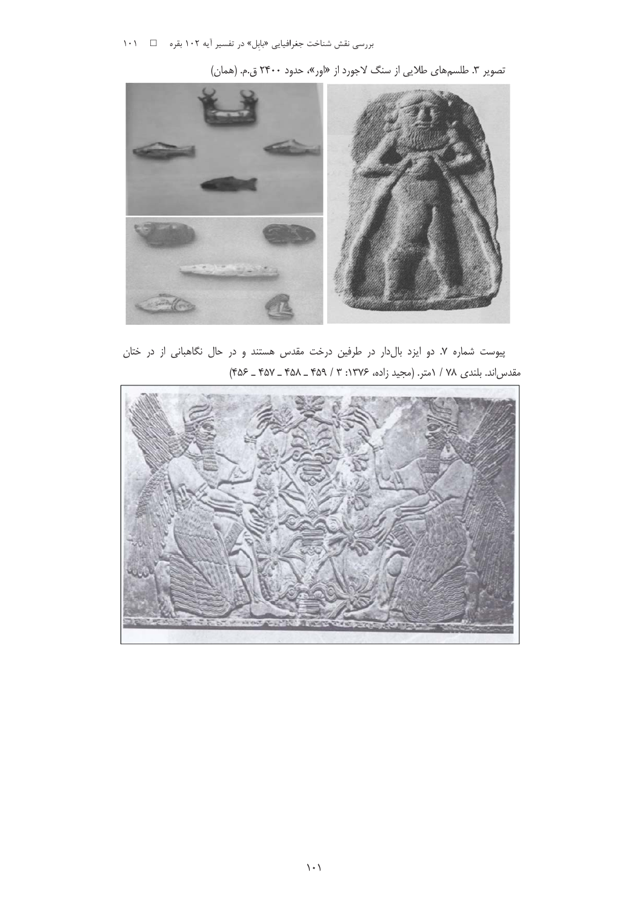تصویر ۳. طلسم‌های طلایی از سنگ لاجورد از «اور»، حدود ۲۴۰۰ ق.م. (همان)

پیوست شماره ۷. دو ایزد بال‌دار در طرفین درخت مقدس هستند و در حال نگاهبانی از در ختان مقدس‌اند. بلندی ۷۸ / ۱متر. (مجید زاده، ۱۳۷۶: ۳ / ۴۵۹ ـ ۴۵۸ ـ ۴۵۷ ـ ۴۵۶)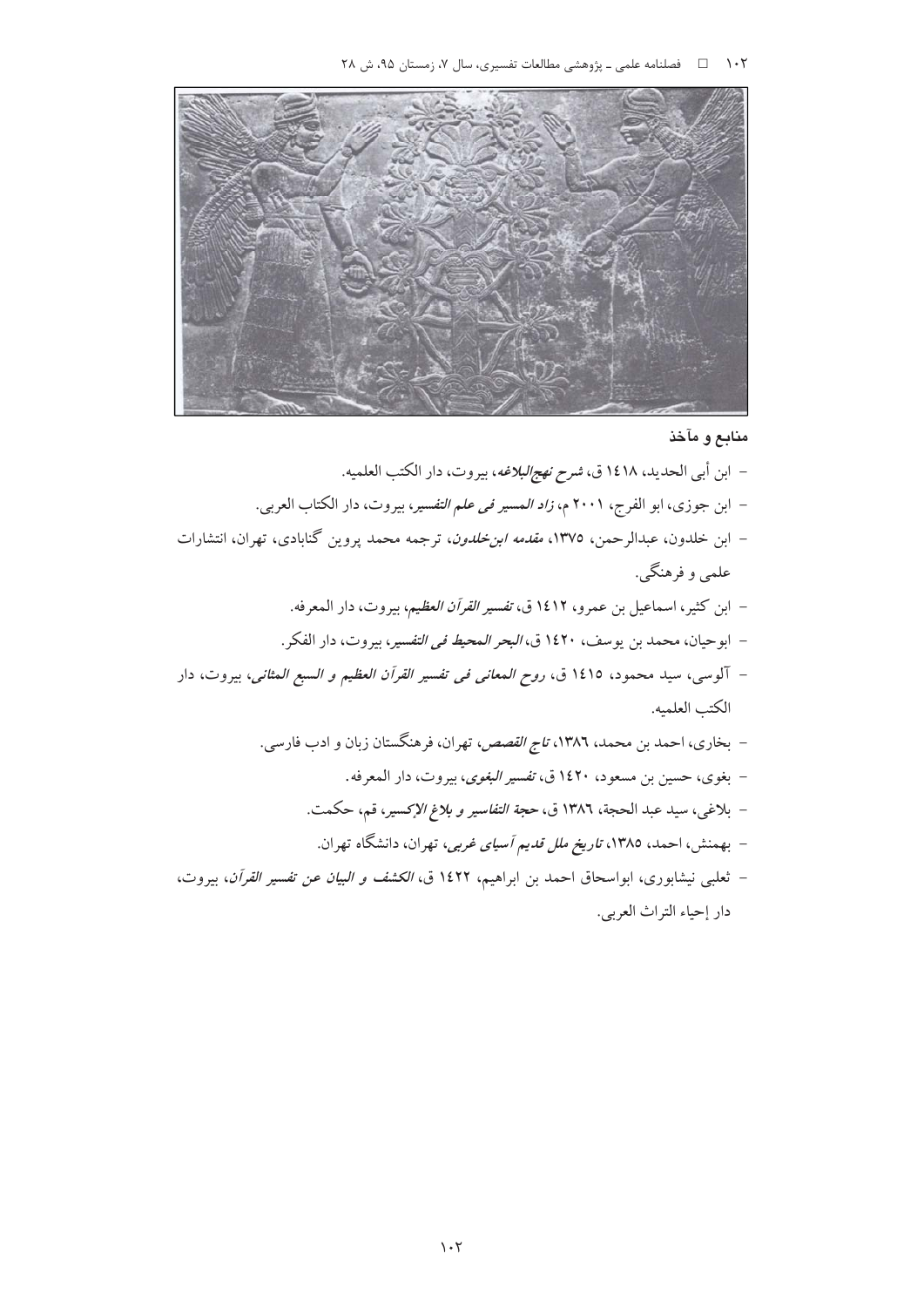## منابع و مآخذ

- ابن أبی الحدید، ۱۴۱۸ ق، *شرح نهج‌البلاغه*، بیروت، دار الکتب العلمیه.
- ابن جوزی، ابو الفرج، ۲۰۰۱ م، *زاد المسیر فی علم التفسیر*، بیروت، دار الکتاب العربی.
- ابن خلدون، عبدالرحمن، ۱۳۷۵، *مقدمه ابن‌خلدون*، ترجمه محمد پروین گنابادی، تهران، انتشارات علمی و فرهنگی.
- ابن کثیر، اسماعیل بن عمرو، ۱۴۱۲ ق، *تفسیر القرآن العظیم*، بیروت، دار المعرفه.
- ابوحیان، محمد بن یوسف، ۱۴۲۰ ق، *البحر المحیط فی التفسیر*، بیروت، دار الفکر.
- آلوسی، سید محمود، ۱۴۱۵ ق، *روح المعانی فی تفسیر القرآن العظیم و السبع المثانی*، بیروت، دار الکتب العلمیه.
- بخاری، احمد بن محمد، ۱۳۸۶، *تاج القصص*، تهران، فرهنگستان زبان و ادب فارسی.
- بغوی، حسین بن مسعود، ۱۴۲۰ ق، *تفسیر البغوی*، بیروت، دار المعرفه.
- بلاغی، سید عبد الحجة، ۱۳۸۶ ق، *حجة التفاسیر و بلاغ الإکسیر*، قم، حکمت.
- بهمنش، احمد، ۱۳۸۵، *تاریخ ملل قدیم آسیای غربی*، تهران، دانشگاه تهران.
- ثعلبی نیشابوری، ابواسحاق احمد بن ابراهیم، ۱۴۲۲ ق، *الکشف و البیان عن تفسیر القرآن*، بیروت، دار إحیاء التراث العربی.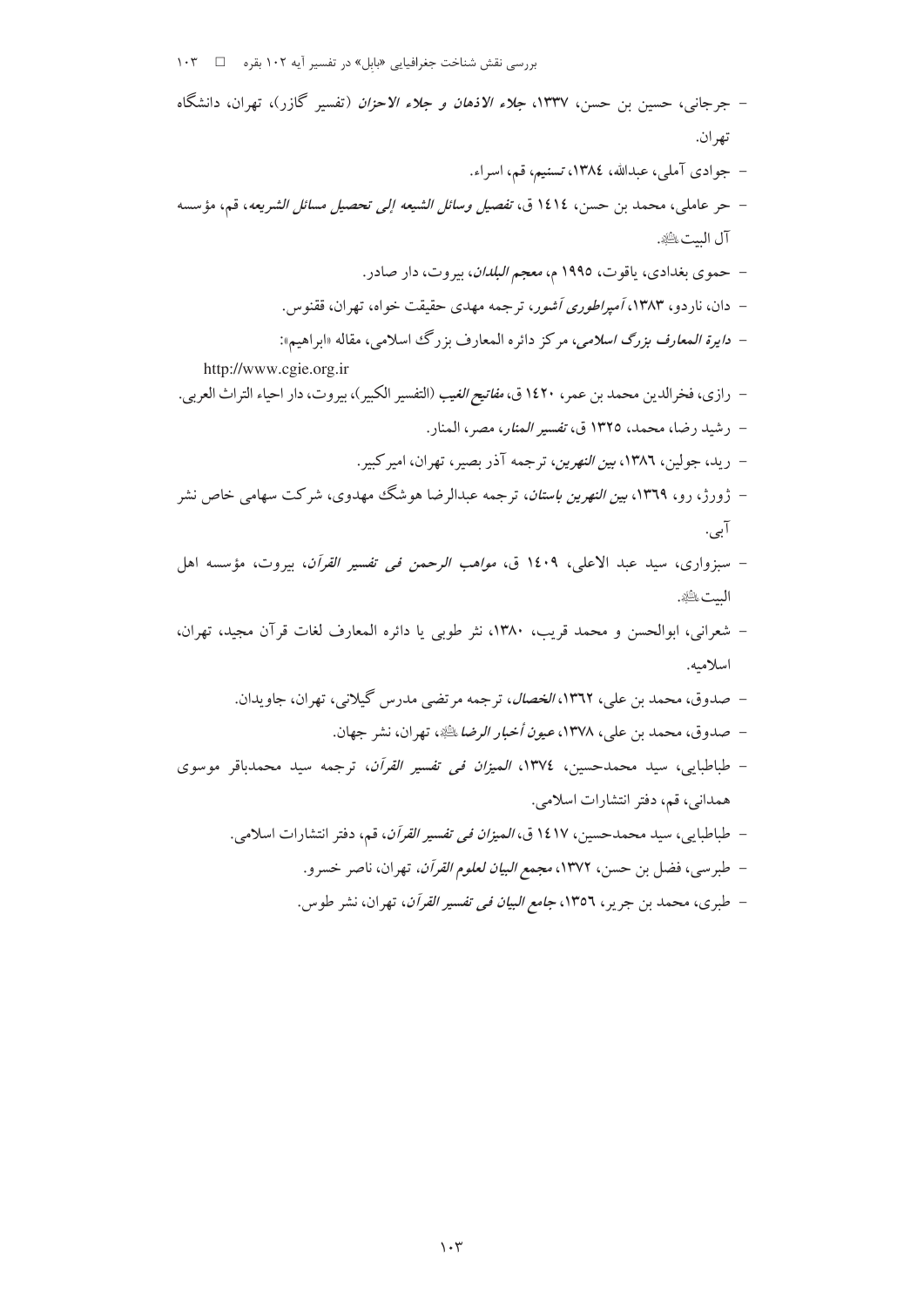- جرجانی، حسین بن حسن، ۱۳۳۷، *جلاء الاذهان و جلاء الاحزان* (تفسیر گازر)، تهران، دانشگاه تهران.
- جوادی آملی، عبدالله، ۱۳۸٤، *تسنیم*، قم، اسراء.
- حر عاملی، محمد بن حسن، ۱٤۱٤ ق، *تفصیل وسائل الشیعه إلی تحصیل مسائل الشریعه*، قم، مؤسسه آل البیت ﷺ.
- حموی بغدادی، یاقوت، ۱۹۹۵ م، *معجم البلدان*، بیروت، دار صادر.
- دان، ناردو، ۱۳۸۳، *امپراطوری آشور*، ترجمه مهدی حقیقت خواه، تهران، ققنوس.
- *دایرة المعارف بزرگ اسلامی*، مرکز دائره المعارف بزرگ اسلامی، مقاله «ابراهیم»: http://www.cgie.org.ir
- رازی، فخرالدین محمد بن عمر، ۱٤۲۰ ق، *مفاتیح الغیب* (التفسیر الکبیر)، بیروت، دار احیاء التراث العربی.
- رشید رضا، محمد، ۱۳۲۵ ق، *تفسیر المنار*، مصر، المنار.
- رید، جولین، ۱۳۸٦، *بین النهرین*، ترجمه آذر بصیر، تهران، امیرکبیر.
- ژورژ، رو، ۱۳٦۹، *بین النهرین باستان*، ترجمه عبدالرضا هوشگ مهدوی، شرکت سهامی خاص نشر آبی.
- سبزواری، سید عبد الاعلی، ۱٤۰۹ ق، *مواهب الرحمن فی تفسیر القرآن*، بیروت، مؤسسه اهل البیت ﷺ.
- شعرانی، ابوالحسن و محمد قریب، ۱۳۸۰، نثر طوبی یا دائره المعارف لغات قرآن مجید، تهران، اسلامیه.
- صدوق، محمد بن علی، ۱۳٦۲، *الخصال*، ترجمه مرتضی مدرس گیلانی، تهران، جاویدان.
- صدوق، محمد بن علی، ۱۳۷۸، *عیون أخبار الرضا* ﷺ، تهران، نشر جهان.
- طباطبایی، سید محمدحسین، ۱۳۷٤، *المیزان فی تفسیر القرآن*، ترجمه سید محمدباقر موسوی همدانی، قم، دفتر انتشارات اسلامی.
- طباطبایی، سید محمدحسین، ۱٤۱۷ ق، *المیزان فی تفسیر القرآن*، قم، دفتر انتشارات اسلامی.
- طبرسی، فضل بن حسن، ۱۳۷۲، *مجمع البیان لعلوم القرآن*، تهران، ناصر خسرو.
- طبری، محمد بن جریر، ۱۳۵٦، *جامع البیان فی تفسیر القرآن*، تهران، نشر طوس.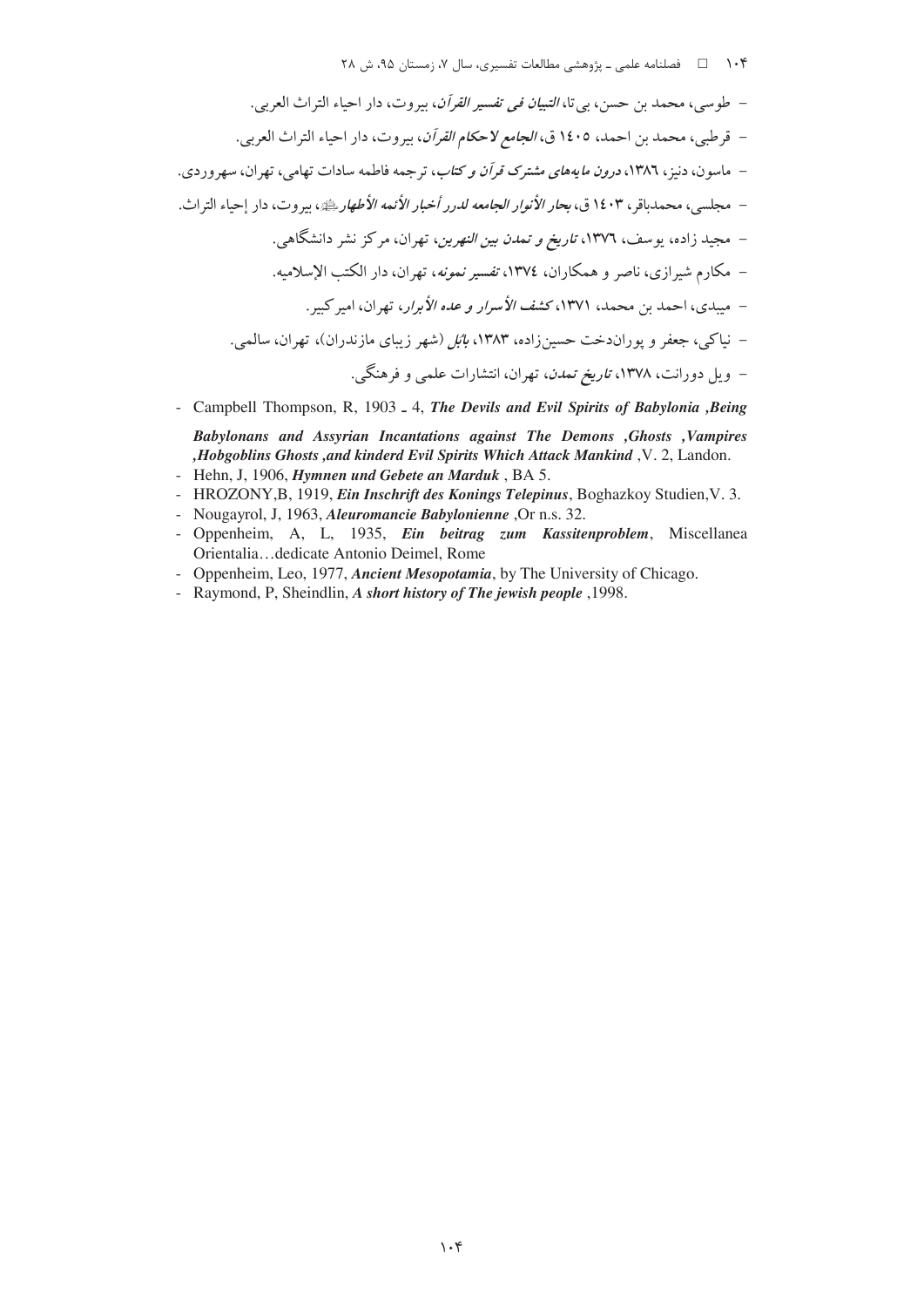- طوسی، محمد بن حسن، بی تا، *التبیان فی تفسیر القرآن*، بیروت، دار احیاء التراث العربی.
- قرطبی، محمد بن احمد، ۱٤۰٥ ق، *الجامع لاحکام القرآن*، بیروت، دار احیاء التراث العربی.
- ماسون، دنیز، ۱۳۸٦، *درون مایه‌های مشترک قرآن و کتاب*، ترجمه فاطمه سادات تهامی، تهران، سهروردی.
- مجلسی، محمدباقر، ۱٤۰۳ ق، *بحار الأنوار الجامعه لدرر أخبار الأئمه الأطهار*ﷺ، بیروت، دار إحیاء التراث.
- مجید زاده، یوسف، ۱۳۷٦، *تاریخ و تمدن بین النهرین*، تهران، مرکز نشر دانشگاهی.
- مکارم شیرازی، ناصر و همکاران، ۱۳۷٤، *تفسیر نمونه*، تهران، دار الکتب الإسلامیه.
- میبدی، احمد بن محمد، ۱۳۷۱، *کشف الأسرار و عده الأبرار*، تهران، امیرکبیر.
- نیاکی، جعفر و پوراندخت حسین‌زاده، ۱۳۸۳، *بابل* (شهر زیبای مازندران)، تهران، سالمی.
- ویل دورانت، ۱۳۷۸، *تاریخ تمدن*، تهران، انتشارات علمی و فرهنگی.

- Campbell Thompson, R, 1903 - 4, ***The Devils and Evil Spirits of Babylonia ,Being Babylonans and Assyrian Incantations against The Demons ,Ghosts ,Vampires ,Hobgoblins Ghosts ,and kinderd Evil Spirits Which Attack Mankind*** ,V. 2, Landon.
- Hehn, J, 1906, ***Hymnen und Gebete an Marduk*** , BA 5.
- HROZONY,B, 1919, ***Ein Inschrift des Konings Telepinus***, Boghazkoy Studien,V. 3.
- Nougayrol, J, 1963, ***Aleuromancie Babylonienne*** ,Or n.s. 32.
- Oppenheim, A, L, 1935, ***Ein beitrag zum Kassitenproblem***, Miscellanea Orientalia…dedicate Antonio Deimel, Rome
- Oppenheim, Leo, 1977, ***Ancient Mesopotamia***, by The University of Chicago.
- Raymond, P, Sheindlin, ***A short history of The jewish people*** ,1998.